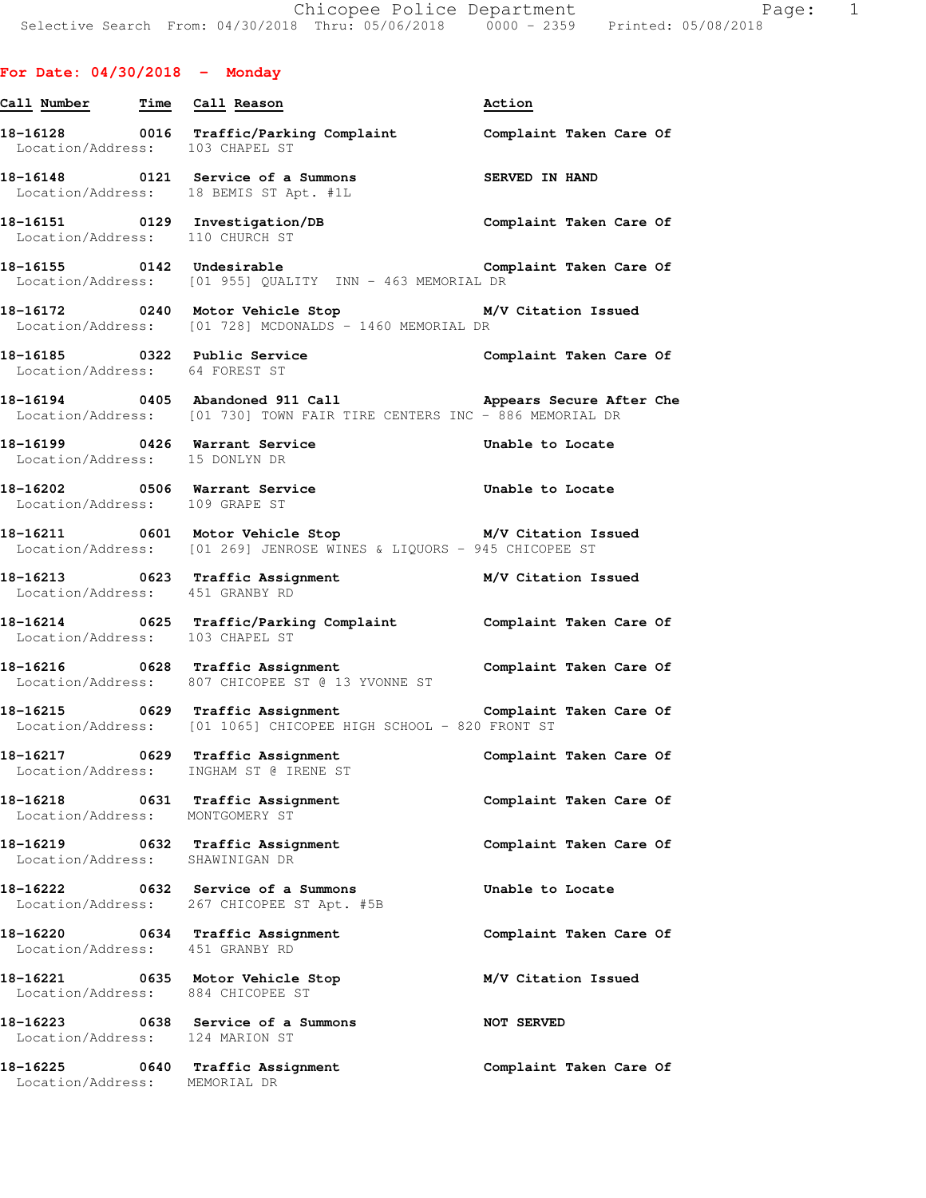## For Date: 04/30/2018 - Monday

| Call Number | Time | Call Reason | Action |
|---|---|---|---|
| 18-16128 | 0016 | Traffic/Parking Complaint | Complaint Taken Care Of |
| Location/Address: | | 103 CHAPEL ST | |
| 18-16148 | 0121 | Service of a Summons | SERVED IN HAND |
| Location/Address: | | 18 BEMIS ST Apt. #1L | |
| 18-16151 | 0129 | Investigation/DB | Complaint Taken Care Of |
| Location/Address: | | 110 CHURCH ST | |
| 18-16155 | 0142 | Undesirable | Complaint Taken Care Of |
| Location/Address: | | [01 955] QUALITY INN - 463 MEMORIAL DR | |
| 18-16172 | 0240 | Motor Vehicle Stop | M/V Citation Issued |
| Location/Address: | | [01 728] MCDONALDS - 1460 MEMORIAL DR | |
| 18-16185 | 0322 | Public Service | Complaint Taken Care Of |
| Location/Address: | | 64 FOREST ST | |
| 18-16194 | 0405 | Abandoned 911 Call | Appears Secure After Che |
| Location/Address: | | [01 730] TOWN FAIR TIRE CENTERS INC - 886 MEMORIAL DR | |
| 18-16199 | 0426 | Warrant Service | Unable to Locate |
| Location/Address: | | 15 DONLYN DR | |
| 18-16202 | 0506 | Warrant Service | Unable to Locate |
| Location/Address: | | 109 GRAPE ST | |
| 18-16211 | 0601 | Motor Vehicle Stop | M/V Citation Issued |
| Location/Address: | | [01 269] JENROSE WINES & LIQUORS - 945 CHICOPEE ST | |
| 18-16213 | 0623 | Traffic Assignment | M/V Citation Issued |
| Location/Address: | | 451 GRANBY RD | |
| 18-16214 | 0625 | Traffic/Parking Complaint | Complaint Taken Care Of |
| Location/Address: | | 103 CHAPEL ST | |
| 18-16216 | 0628 | Traffic Assignment | Complaint Taken Care Of |
| Location/Address: | | 807 CHICOPEE ST @ 13 YVONNE ST | |
| 18-16215 | 0629 | Traffic Assignment | Complaint Taken Care Of |
| Location/Address: | | [01 1065] CHICOPEE HIGH SCHOOL - 820 FRONT ST | |
| 18-16217 | 0629 | Traffic Assignment | Complaint Taken Care Of |
| Location/Address: | | INGHAM ST @ IRENE ST | |
| 18-16218 | 0631 | Traffic Assignment | Complaint Taken Care Of |
| Location/Address: | | MONTGOMERY ST | |
| 18-16219 | 0632 | Traffic Assignment | Complaint Taken Care Of |
| Location/Address: | | SHAWINIGAN DR | |
| 18-16222 | 0632 | Service of a Summons | Unable to Locate |
| Location/Address: | | 267 CHICOPEE ST Apt. #5B | |
| 18-16220 | 0634 | Traffic Assignment | Complaint Taken Care Of |
| Location/Address: | | 451 GRANBY RD | |
| 18-16221 | 0635 | Motor Vehicle Stop | M/V Citation Issued |
| Location/Address: | | 884 CHICOPEE ST | |
| 18-16223 | 0638 | Service of a Summons | NOT SERVED |
| Location/Address: | | 124 MARION ST | |
| 18-16225 | 0640 | Traffic Assignment | Complaint Taken Care Of |
| Location/Address: | | MEMORIAL DR | |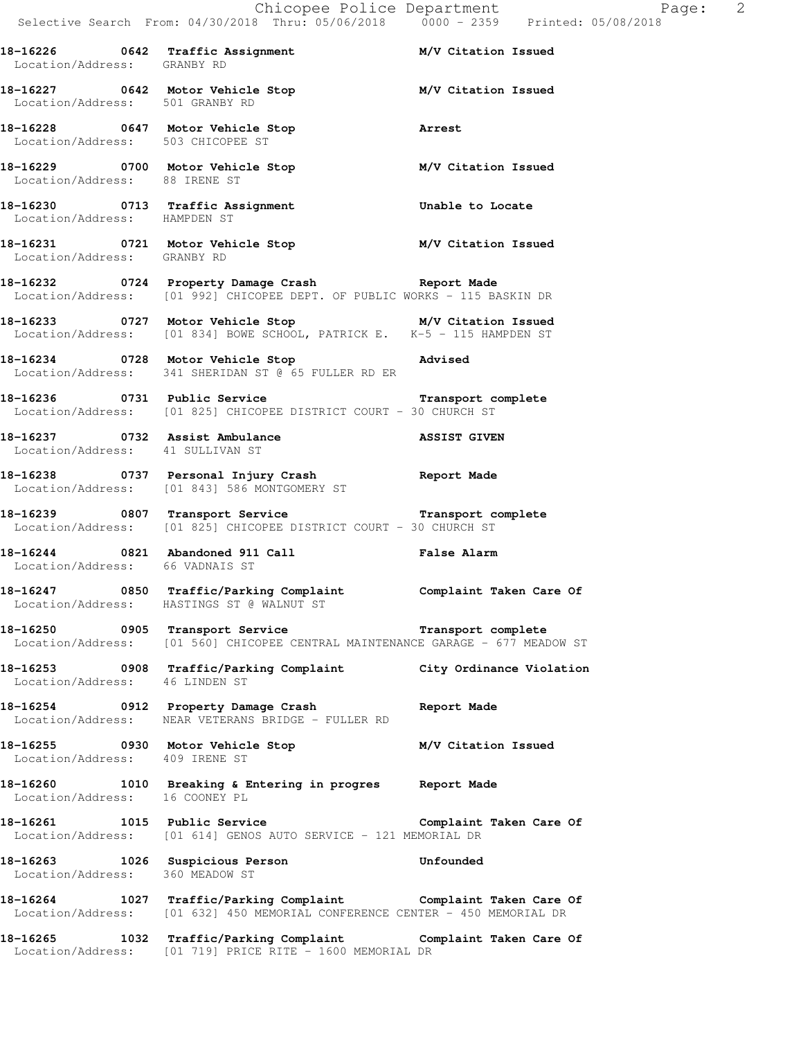Chicopee Police Department
Selective Search From: 04/30/2018 Thru: 05/06/2018 0000 - 2359 Printed: 05/08/2018

**18-16226 0642 Traffic Assignment M/V Citation Issued**
Location/Address: GRANBY RD

**18-16227 0642 Motor Vehicle Stop M/V Citation Issued**
Location/Address: 501 GRANBY RD

**18-16228 0647 Motor Vehicle Stop Arrest**
Location/Address: 503 CHICOPEE ST

**18-16229 0700 Motor Vehicle Stop M/V Citation Issued**
Location/Address: 88 IRENE ST

**18-16230 0713 Traffic Assignment Unable to Locate**
Location/Address: HAMPDEN ST

**18-16231 0721 Motor Vehicle Stop M/V Citation Issued**
Location/Address: GRANBY RD

**18-16232 0724 Property Damage Crash Report Made**
Location/Address: [01 992] CHICOPEE DEPT. OF PUBLIC WORKS - 115 BASKIN DR

**18-16233 0727 Motor Vehicle Stop M/V Citation Issued**
Location/Address: [01 834] BOWE SCHOOL, PATRICK E. K-5 - 115 HAMPDEN ST

**18-16234 0728 Motor Vehicle Stop Advised**
Location/Address: 341 SHERIDAN ST @ 65 FULLER RD ER

**18-16236 0731 Public Service Transport complete**
Location/Address: [01 825] CHICOPEE DISTRICT COURT - 30 CHURCH ST

**18-16237 0732 Assist Ambulance ASSIST GIVEN**
Location/Address: 41 SULLIVAN ST

**18-16238 0737 Personal Injury Crash Report Made**
Location/Address: [01 843] 586 MONTGOMERY ST

**18-16239 0807 Transport Service Transport complete**
Location/Address: [01 825] CHICOPEE DISTRICT COURT - 30 CHURCH ST

**18-16244 0821 Abandoned 911 Call False Alarm**
Location/Address: 66 VADNAIS ST

**18-16247 0850 Traffic/Parking Complaint Complaint Taken Care Of**
Location/Address: HASTINGS ST @ WALNUT ST

**18-16250 0905 Transport Service Transport complete**
Location/Address: [01 560] CHICOPEE CENTRAL MAINTENANCE GARAGE - 677 MEADOW ST

**18-16253 0908 Traffic/Parking Complaint City Ordinance Violation**
Location/Address: 46 LINDEN ST

**18-16254 0912 Property Damage Crash Report Made**
Location/Address: NEAR VETERANS BRIDGE - FULLER RD

**18-16255 0930 Motor Vehicle Stop M/V Citation Issued**
Location/Address: 409 IRENE ST

**18-16260 1010 Breaking & Entering in progres Report Made**
Location/Address: 16 COONEY PL

**18-16261 1015 Public Service Complaint Taken Care Of**
Location/Address: [01 614] GENOS AUTO SERVICE - 121 MEMORIAL DR

**18-16263 1026 Suspicious Person Unfounded**
Location/Address: 360 MEADOW ST

**18-16264 1027 Traffic/Parking Complaint Complaint Taken Care Of**
Location/Address: [01 632] 450 MEMORIAL CONFERENCE CENTER - 450 MEMORIAL DR

**18-16265 1032 Traffic/Parking Complaint Complaint Taken Care Of**
Location/Address: [01 719] PRICE RITE - 1600 MEMORIAL DR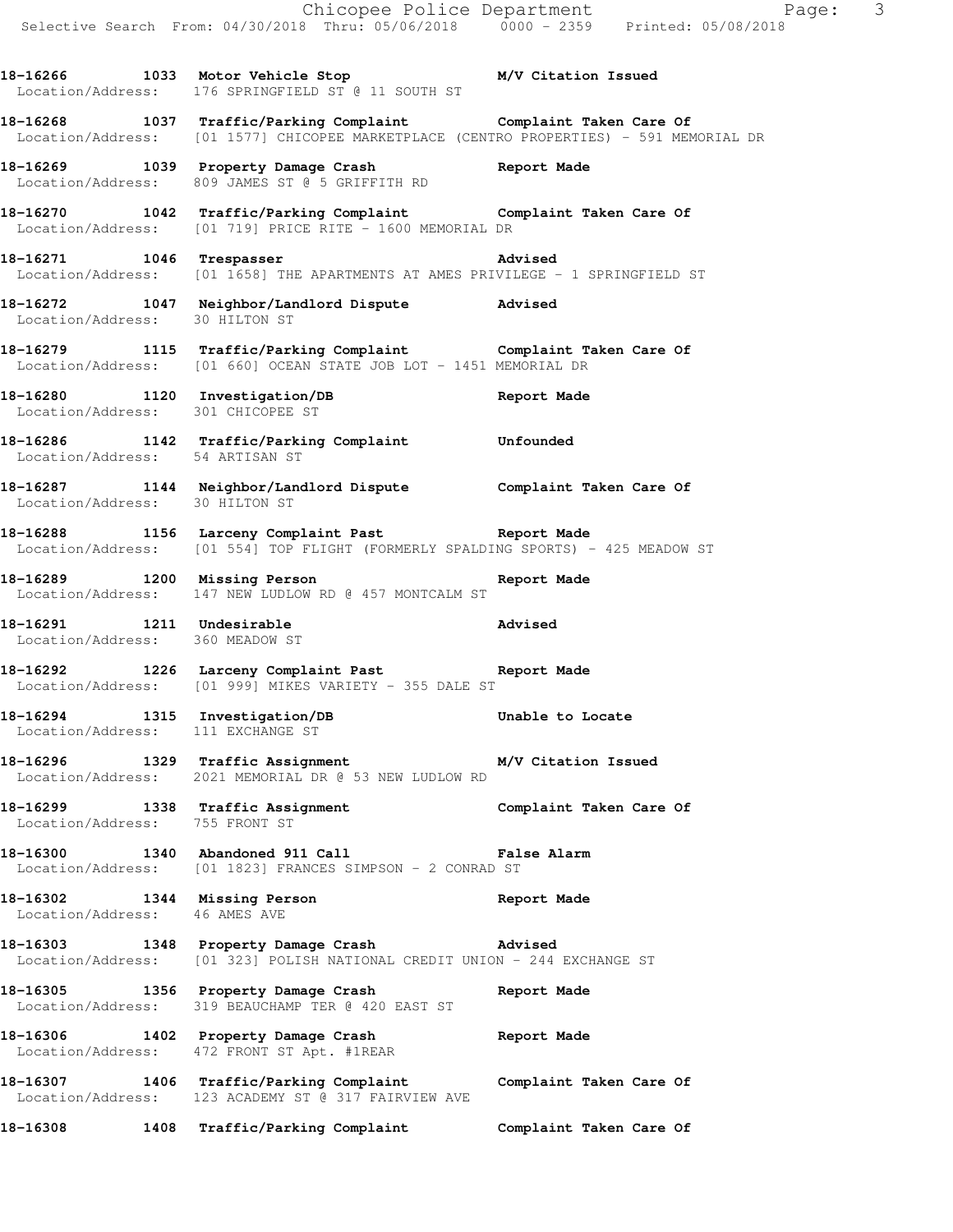18-16266 1033 Motor Vehicle Stop M/V Citation Issued
Location/Address: 176 SPRINGFIELD ST @ 11 SOUTH ST

18-16268 1037 Traffic/Parking Complaint Complaint Taken Care Of
Location/Address: [01 1577] CHICOPEE MARKETPLACE (CENTRO PROPERTIES) - 591 MEMORIAL DR

18-16269 1039 Property Damage Crash Report Made
Location/Address: 809 JAMES ST @ 5 GRIFFITH RD

18-16270 1042 Traffic/Parking Complaint Complaint Taken Care Of
Location/Address: [01 719] PRICE RITE - 1600 MEMORIAL DR

18-16271 1046 Trespasser Advised
Location/Address: [01 1658] THE APARTMENTS AT AMES PRIVILEGE - 1 SPRINGFIELD ST

18-16272 1047 Neighbor/Landlord Dispute Advised
Location/Address: 30 HILTON ST

18-16279 1115 Traffic/Parking Complaint Complaint Taken Care Of
Location/Address: [01 660] OCEAN STATE JOB LOT - 1451 MEMORIAL DR

18-16280 1120 Investigation/DB Report Made
Location/Address: 301 CHICOPEE ST

18-16286 1142 Traffic/Parking Complaint Unfounded
Location/Address: 54 ARTISAN ST

18-16287 1144 Neighbor/Landlord Dispute Complaint Taken Care Of
Location/Address: 30 HILTON ST

18-16288 1156 Larceny Complaint Past Report Made
Location/Address: [01 554] TOP FLIGHT (FORMERLY SPALDING SPORTS) - 425 MEADOW ST

18-16289 1200 Missing Person Report Made
Location/Address: 147 NEW LUDLOW RD @ 457 MONTCALM ST

18-16291 1211 Undesirable Advised
Location/Address: 360 MEADOW ST

18-16292 1226 Larceny Complaint Past Report Made
Location/Address: [01 999] MIKES VARIETY - 355 DALE ST

18-16294 1315 Investigation/DB Unable to Locate
Location/Address: 111 EXCHANGE ST

18-16296 1329 Traffic Assignment M/V Citation Issued
Location/Address: 2021 MEMORIAL DR @ 53 NEW LUDLOW RD

18-16299 1338 Traffic Assignment Complaint Taken Care Of
Location/Address: 755 FRONT ST

18-16300 1340 Abandoned 911 Call False Alarm
Location/Address: [01 1823] FRANCES SIMPSON - 2 CONRAD ST

18-16302 1344 Missing Person Report Made
Location/Address: 46 AMES AVE

18-16303 1348 Property Damage Crash Advised
Location/Address: [01 323] POLISH NATIONAL CREDIT UNION - 244 EXCHANGE ST

18-16305 1356 Property Damage Crash Report Made
Location/Address: 319 BEAUCHAMP TER @ 420 EAST ST

18-16306 1402 Property Damage Crash Report Made
Location/Address: 472 FRONT ST Apt. #1REAR

18-16307 1406 Traffic/Parking Complaint Complaint Taken Care Of
Location/Address: 123 ACADEMY ST @ 317 FAIRVIEW AVE

18-16308 1408 Traffic/Parking Complaint Complaint Taken Care Of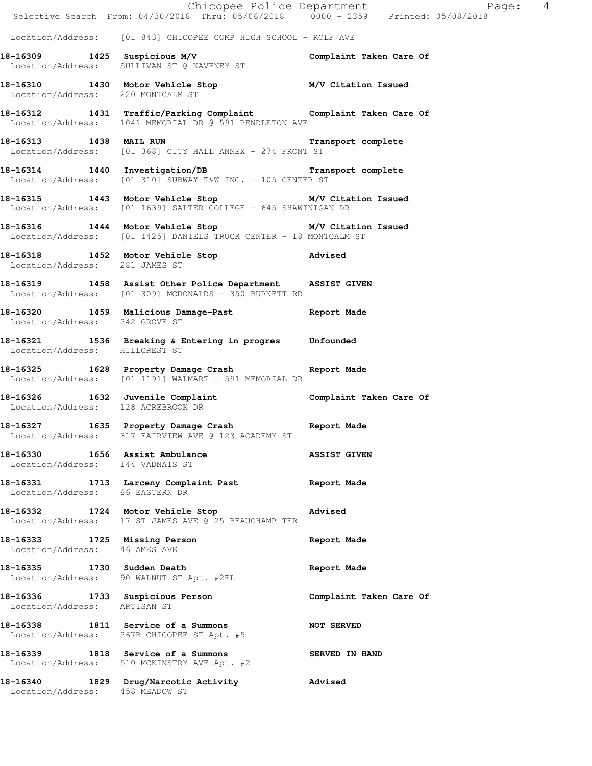Location/Address: [01 843] CHICOPEE COMP HIGH SCHOOL - ROLF AVE

**18-16309 1425 Suspicious M/V** Complaint Taken Care Of
Location/Address: SULLIVAN ST @ KAVENEY ST

**18-16310 1430 Motor Vehicle Stop** M/V Citation Issued
Location/Address: 220 MONTCALM ST

**18-16312 1431 Traffic/Parking Complaint** Complaint Taken Care Of
Location/Address: 1041 MEMORIAL DR @ 591 PENDLETON AVE

**18-16313 1438 MAIL RUN** Transport complete
Location/Address: [01 368] CITY HALL ANNEX - 274 FRONT ST

**18-16314 1440 Investigation/DB** Transport complete
Location/Address: [01 310] SUBWAY T&W INC. - 105 CENTER ST

**18-16315 1443 Motor Vehicle Stop** M/V Citation Issued
Location/Address: [01 1639] SALTER COLLEGE - 645 SHAWINIGAN DR

**18-16316 1444 Motor Vehicle Stop** M/V Citation Issued
Location/Address: [01 1425] DANIELS TRUCK CENTER - 18 MONTCALM ST

**18-16318 1452 Motor Vehicle Stop** Advised
Location/Address: 281 JAMES ST

**18-16319 1458 Assist Other Police Department** ASSIST GIVEN
Location/Address: [01 309] MCDONALDS - 350 BURNETT RD

**18-16320 1459 Malicious Damage-Past** Report Made
Location/Address: 242 GROVE ST

**18-16321 1536 Breaking & Entering in progres** Unfounded
Location/Address: HILLCREST ST

**18-16325 1628 Property Damage Crash** Report Made
Location/Address: [01 1191] WALMART - 591 MEMORIAL DR

**18-16326 1632 Juvenile Complaint** Complaint Taken Care Of
Location/Address: 128 ACREBROOK DR

**18-16327 1635 Property Damage Crash** Report Made
Location/Address: 317 FAIRVIEW AVE @ 123 ACADEMY ST

**18-16330 1656 Assist Ambulance** ASSIST GIVEN
Location/Address: 144 VADNAIS ST

**18-16331 1713 Larceny Complaint Past** Report Made
Location/Address: 86 EASTERN DR

**18-16332 1724 Motor Vehicle Stop** Advised
Location/Address: 17 ST JAMES AVE @ 25 BEAUCHAMP TER

**18-16333 1725 Missing Person** Report Made
Location/Address: 46 AMES AVE

**18-16335 1730 Sudden Death** Report Made
Location/Address: 90 WALNUT ST Apt. #2FL

**18-16336 1733 Suspicious Person** Complaint Taken Care Of
Location/Address: ARTISAN ST

**18-16338 1811 Service of a Summons** NOT SERVED
Location/Address: 267B CHICOPEE ST Apt. #5

**18-16339 1818 Service of a Summons** SERVED IN HAND
Location/Address: 510 MCKINSTRY AVE Apt. #2

**18-16340 1829 Drug/Narcotic Activity** Advised
Location/Address: 458 MEADOW ST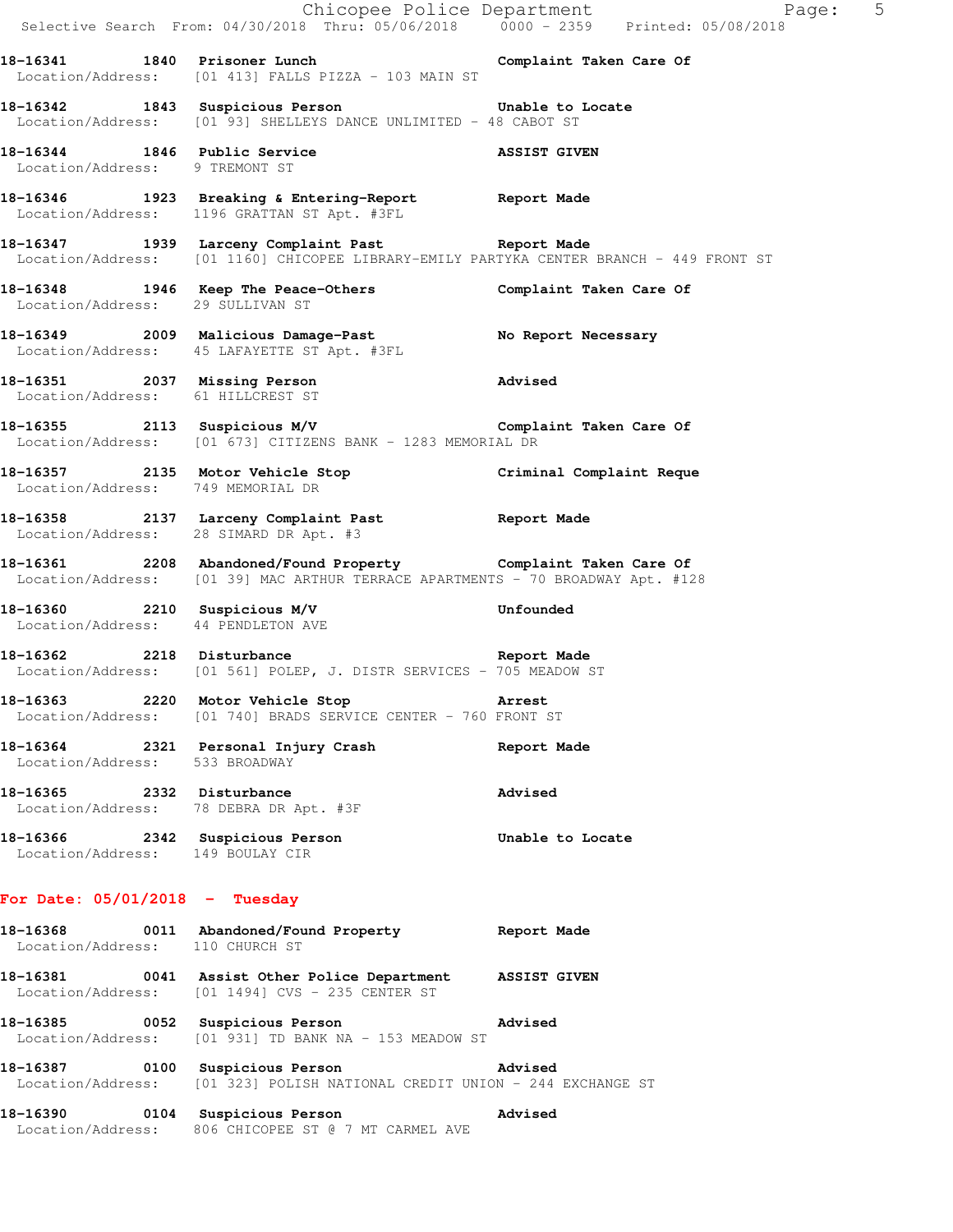18-16341 1840 Prisoner Lunch Complaint Taken Care Of
Location/Address: [01 413] FALLS PIZZA - 103 MAIN ST

18-16342 1843 Suspicious Person Unable to Locate
Location/Address: [01 93] SHELLEYS DANCE UNLIMITED - 48 CABOT ST

18-16344 1846 Public Service ASSIST GIVEN
Location/Address: 9 TREMONT ST

18-16346 1923 Breaking & Entering-Report Report Made
Location/Address: 1196 GRATTAN ST Apt. #3FL

18-16347 1939 Larceny Complaint Past Report Made
Location/Address: [01 1160] CHICOPEE LIBRARY-EMILY PARTYKA CENTER BRANCH - 449 FRONT ST

18-16348 1946 Keep The Peace-Others Complaint Taken Care Of
Location/Address: 29 SULLIVAN ST

18-16349 2009 Malicious Damage-Past No Report Necessary
Location/Address: 45 LAFAYETTE ST Apt. #3FL

18-16351 2037 Missing Person Advised
Location/Address: 61 HILLCREST ST

18-16355 2113 Suspicious M/V Complaint Taken Care Of
Location/Address: [01 673] CITIZENS BANK - 1283 MEMORIAL DR

18-16357 2135 Motor Vehicle Stop Criminal Complaint Reque
Location/Address: 749 MEMORIAL DR

18-16358 2137 Larceny Complaint Past Report Made
Location/Address: 28 SIMARD DR Apt. #3

18-16361 2208 Abandoned/Found Property Complaint Taken Care Of
Location/Address: [01 39] MAC ARTHUR TERRACE APARTMENTS - 70 BROADWAY Apt. #128

18-16360 2210 Suspicious M/V Unfounded
Location/Address: 44 PENDLETON AVE

18-16362 2218 Disturbance Report Made
Location/Address: [01 561] POLEP, J. DISTR SERVICES - 705 MEADOW ST

18-16363 2220 Motor Vehicle Stop Arrest
Location/Address: [01 740] BRADS SERVICE CENTER - 760 FRONT ST

18-16364 2321 Personal Injury Crash Report Made
Location/Address: 533 BROADWAY

18-16365 2332 Disturbance Advised
Location/Address: 78 DEBRA DR Apt. #3F

18-16366 2342 Suspicious Person Unable to Locate
Location/Address: 149 BOULAY CIR

**For Date: 05/01/2018 - Tuesday**

18-16368 0011 Abandoned/Found Property Report Made
Location/Address: 110 CHURCH ST

18-16381 0041 Assist Other Police Department ASSIST GIVEN
Location/Address: [01 1494] CVS - 235 CENTER ST

18-16385 0052 Suspicious Person Advised
Location/Address: [01 931] TD BANK NA - 153 MEADOW ST

18-16387 0100 Suspicious Person Advised
Location/Address: [01 323] POLISH NATIONAL CREDIT UNION - 244 EXCHANGE ST

18-16390 0104 Suspicious Person Advised
Location/Address: 806 CHICOPEE ST @ 7 MT CARMEL AVE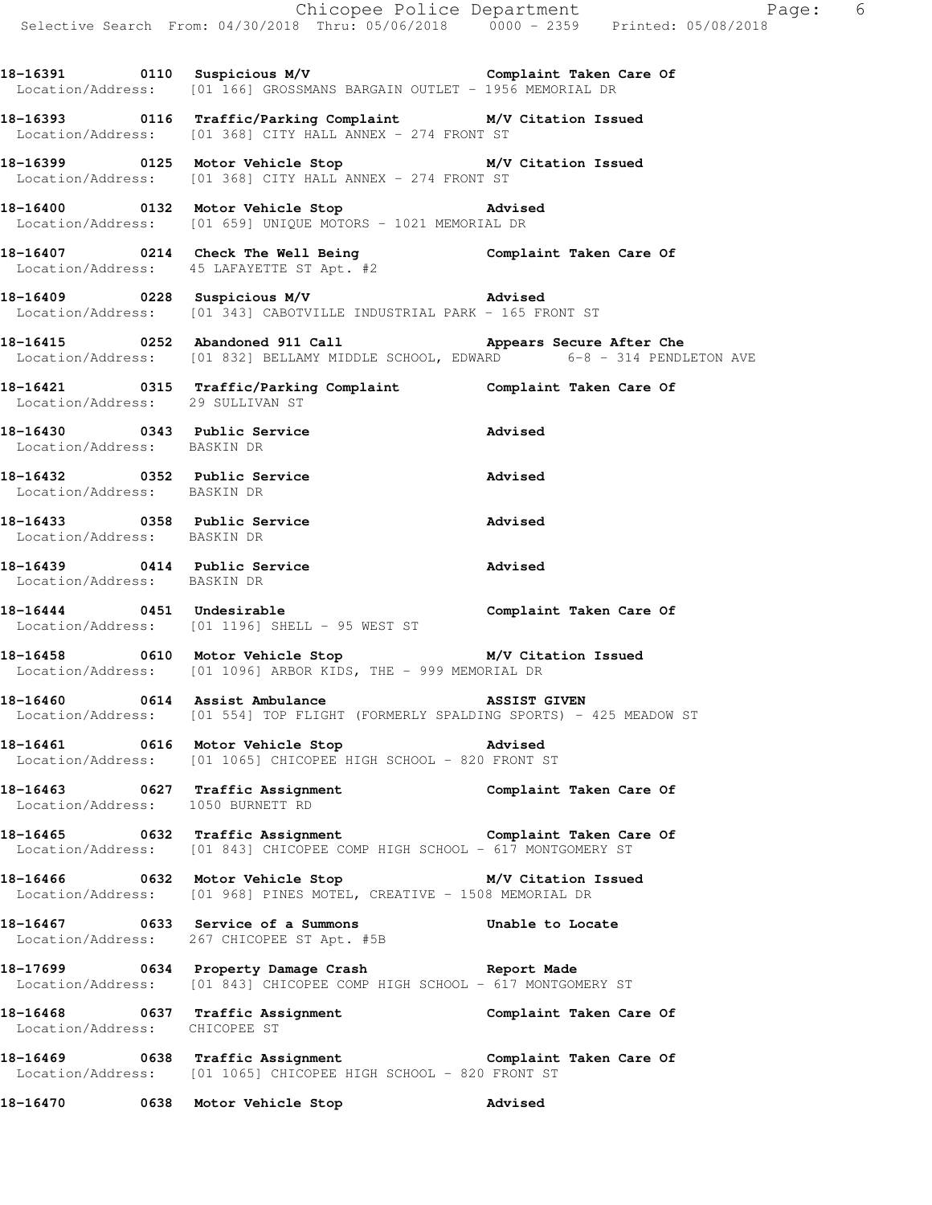18-16391 0110 Suspicious M/V Complaint Taken Care Of
Location/Address: [01 166] GROSSMANS BARGAIN OUTLET - 1956 MEMORIAL DR

18-16393 0116 Traffic/Parking Complaint M/V Citation Issued
Location/Address: [01 368] CITY HALL ANNEX - 274 FRONT ST

18-16399 0125 Motor Vehicle Stop M/V Citation Issued
Location/Address: [01 368] CITY HALL ANNEX - 274 FRONT ST

18-16400 0132 Motor Vehicle Stop Advised
Location/Address: [01 659] UNIQUE MOTORS - 1021 MEMORIAL DR

18-16407 0214 Check The Well Being Complaint Taken Care Of
Location/Address: 45 LAFAYETTE ST Apt. #2

18-16409 0228 Suspicious M/V Advised
Location/Address: [01 343] CABOTVILLE INDUSTRIAL PARK - 165 FRONT ST

18-16415 0252 Abandoned 911 Call Appears Secure After Che
Location/Address: [01 832] BELLAMY MIDDLE SCHOOL, EDWARD 6-8 - 314 PENDLETON AVE

18-16421 0315 Traffic/Parking Complaint Complaint Taken Care Of
Location/Address: 29 SULLIVAN ST

18-16430 0343 Public Service Advised
Location/Address: BASKIN DR

18-16432 0352 Public Service Advised
Location/Address: BASKIN DR

18-16433 0358 Public Service Advised
Location/Address: BASKIN DR

18-16439 0414 Public Service Advised
Location/Address: BASKIN DR

18-16444 0451 Undesirable Complaint Taken Care Of
Location/Address: [01 1196] SHELL - 95 WEST ST

18-16458 0610 Motor Vehicle Stop M/V Citation Issued
Location/Address: [01 1096] ARBOR KIDS, THE - 999 MEMORIAL DR

18-16460 0614 Assist Ambulance ASSIST GIVEN
Location/Address: [01 554] TOP FLIGHT (FORMERLY SPALDING SPORTS) - 425 MEADOW ST

18-16461 0616 Motor Vehicle Stop Advised
Location/Address: [01 1065] CHICOPEE HIGH SCHOOL - 820 FRONT ST

18-16463 0627 Traffic Assignment Complaint Taken Care Of
Location/Address: 1050 BURNETT RD

18-16465 0632 Traffic Assignment Complaint Taken Care Of
Location/Address: [01 843] CHICOPEE COMP HIGH SCHOOL - 617 MONTGOMERY ST

18-16466 0632 Motor Vehicle Stop M/V Citation Issued
Location/Address: [01 968] PINES MOTEL, CREATIVE - 1508 MEMORIAL DR

18-16467 0633 Service of a Summons Unable to Locate
Location/Address: 267 CHICOPEE ST Apt. #5B

18-17699 0634 Property Damage Crash Report Made
Location/Address: [01 843] CHICOPEE COMP HIGH SCHOOL - 617 MONTGOMERY ST

18-16468 0637 Traffic Assignment Complaint Taken Care Of
Location/Address: CHICOPEE ST

18-16469 0638 Traffic Assignment Complaint Taken Care Of
Location/Address: [01 1065] CHICOPEE HIGH SCHOOL - 820 FRONT ST

18-16470 0638 Motor Vehicle Stop Advised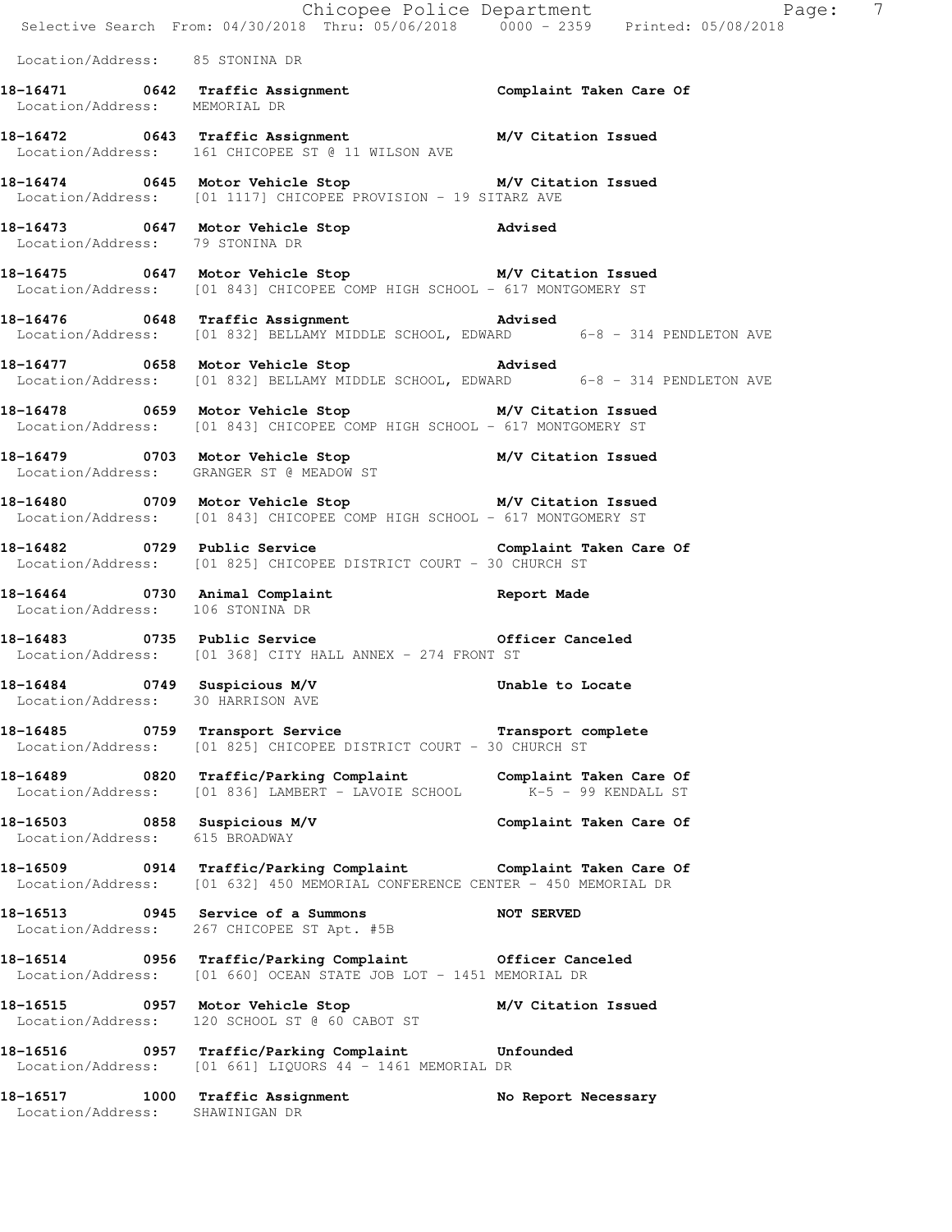Location/Address: 85 STONINA DR

**18-16471 0642 Traffic Assignment** **Complaint Taken Care Of**
Location/Address: MEMORIAL DR

**18-16472 0643 Traffic Assignment** **M/V Citation Issued**
Location/Address: 161 CHICOPEE ST @ 11 WILSON AVE

**18-16474 0645 Motor Vehicle Stop** **M/V Citation Issued**
Location/Address: [01 1117] CHICOPEE PROVISION - 19 SITARZ AVE

**18-16473 0647 Motor Vehicle Stop** **Advised**
Location/Address: 79 STONINA DR

**18-16475 0647 Motor Vehicle Stop** **M/V Citation Issued**
Location/Address: [01 843] CHICOPEE COMP HIGH SCHOOL - 617 MONTGOMERY ST

**18-16476 0648 Traffic Assignment** **Advised**
Location/Address: [01 832] BELLAMY MIDDLE SCHOOL, EDWARD 6-8 - 314 PENDLETON AVE

**18-16477 0658 Motor Vehicle Stop** **Advised**
Location/Address: [01 832] BELLAMY MIDDLE SCHOOL, EDWARD 6-8 - 314 PENDLETON AVE

**18-16478 0659 Motor Vehicle Stop** **M/V Citation Issued**
Location/Address: [01 843] CHICOPEE COMP HIGH SCHOOL - 617 MONTGOMERY ST

**18-16479 0703 Motor Vehicle Stop** **M/V Citation Issued**
Location/Address: GRANGER ST @ MEADOW ST

**18-16480 0709 Motor Vehicle Stop** **M/V Citation Issued**
Location/Address: [01 843] CHICOPEE COMP HIGH SCHOOL - 617 MONTGOMERY ST

**18-16482 0729 Public Service** **Complaint Taken Care Of**
Location/Address: [01 825] CHICOPEE DISTRICT COURT - 30 CHURCH ST

**18-16464 0730 Animal Complaint** **Report Made**
Location/Address: 106 STONINA DR

**18-16483 0735 Public Service** **Officer Canceled**
Location/Address: [01 368] CITY HALL ANNEX - 274 FRONT ST

**18-16484 0749 Suspicious M/V** **Unable to Locate**
Location/Address: 30 HARRISON AVE

**18-16485 0759 Transport Service** **Transport complete**
Location/Address: [01 825] CHICOPEE DISTRICT COURT - 30 CHURCH ST

**18-16489 0820 Traffic/Parking Complaint** **Complaint Taken Care Of**
Location/Address: [01 836] LAMBERT - LAVOIE SCHOOL K-5 - 99 KENDALL ST

**18-16503 0858 Suspicious M/V** **Complaint Taken Care Of**
Location/Address: 615 BROADWAY

**18-16509 0914 Traffic/Parking Complaint** **Complaint Taken Care Of**
Location/Address: [01 632] 450 MEMORIAL CONFERENCE CENTER - 450 MEMORIAL DR

**18-16513 0945 Service of a Summons** **NOT SERVED**
Location/Address: 267 CHICOPEE ST Apt. #5B

**18-16514 0956 Traffic/Parking Complaint** **Officer Canceled**
Location/Address: [01 660] OCEAN STATE JOB LOT - 1451 MEMORIAL DR

**18-16515 0957 Motor Vehicle Stop** **M/V Citation Issued**
Location/Address: 120 SCHOOL ST @ 60 CABOT ST

**18-16516 0957 Traffic/Parking Complaint** **Unfounded**
Location/Address: [01 661] LIQUORS 44 - 1461 MEMORIAL DR

**18-16517 1000 Traffic Assignment** **No Report Necessary**
Location/Address: SHAWINIGAN DR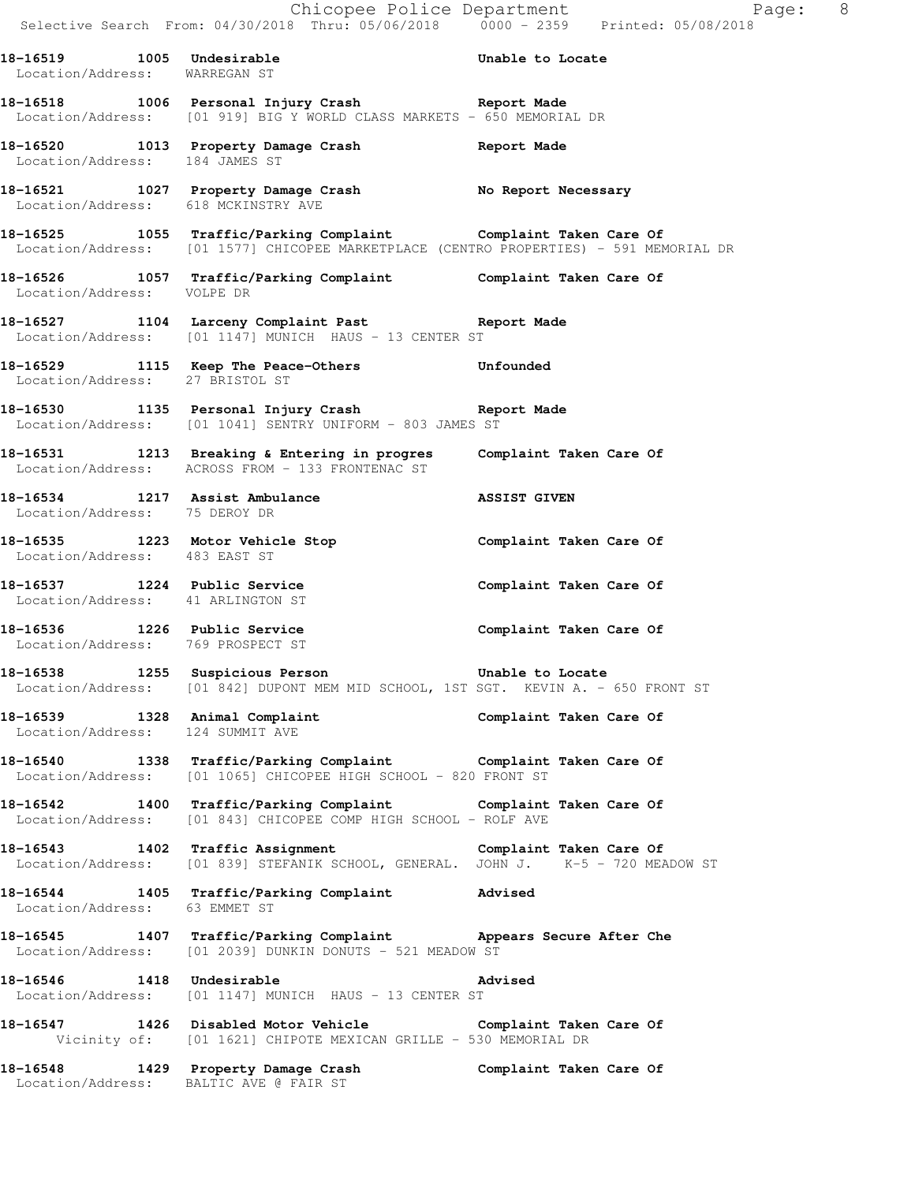**18-16519 1005 Undesirable** **Unable to Locate**
Location/Address: WARREGAN ST

**18-16518 1006 Personal Injury Crash** **Report Made**
Location/Address: [01 919] BIG Y WORLD CLASS MARKETS - 650 MEMORIAL DR

**18-16520 1013 Property Damage Crash** **Report Made**
Location/Address: 184 JAMES ST

**18-16521 1027 Property Damage Crash** **No Report Necessary**
Location/Address: 618 MCKINSTRY AVE

**18-16525 1055 Traffic/Parking Complaint** **Complaint Taken Care Of**
Location/Address: [01 1577] CHICOPEE MARKETPLACE (CENTRO PROPERTIES) - 591 MEMORIAL DR

**18-16526 1057 Traffic/Parking Complaint** **Complaint Taken Care Of**
Location/Address: VOLPE DR

**18-16527 1104 Larceny Complaint Past** **Report Made**
Location/Address: [01 1147] MUNICH HAUS - 13 CENTER ST

**18-16529 1115 Keep The Peace-Others** **Unfounded**
Location/Address: 27 BRISTOL ST

**18-16530 1135 Personal Injury Crash** **Report Made**
Location/Address: [01 1041] SENTRY UNIFORM - 803 JAMES ST

**18-16531 1213 Breaking & Entering in progres** **Complaint Taken Care Of**
Location/Address: ACROSS FROM - 133 FRONTENAC ST

**18-16534 1217 Assist Ambulance** **ASSIST GIVEN**
Location/Address: 75 DEROY DR

**18-16535 1223 Motor Vehicle Stop** **Complaint Taken Care Of**
Location/Address: 483 EAST ST

**18-16537 1224 Public Service** **Complaint Taken Care Of**
Location/Address: 41 ARLINGTON ST

**18-16536 1226 Public Service** **Complaint Taken Care Of**
Location/Address: 769 PROSPECT ST

**18-16538 1255 Suspicious Person** **Unable to Locate**
Location/Address: [01 842] DUPONT MEM MID SCHOOL, 1ST SGT. KEVIN A. - 650 FRONT ST

**18-16539 1328 Animal Complaint** **Complaint Taken Care Of**
Location/Address: 124 SUMMIT AVE

**18-16540 1338 Traffic/Parking Complaint** **Complaint Taken Care Of**
Location/Address: [01 1065] CHICOPEE HIGH SCHOOL - 820 FRONT ST

**18-16542 1400 Traffic/Parking Complaint** **Complaint Taken Care Of**
Location/Address: [01 843] CHICOPEE COMP HIGH SCHOOL - ROLF AVE

**18-16543 1402 Traffic Assignment** **Complaint Taken Care Of**
Location/Address: [01 839] STEFANIK SCHOOL, GENERAL. JOHN J. K-5 - 720 MEADOW ST

**18-16544 1405 Traffic/Parking Complaint** **Advised**
Location/Address: 63 EMMET ST

**18-16545 1407 Traffic/Parking Complaint** **Appears Secure After Che**
Location/Address: [01 2039] DUNKIN DONUTS - 521 MEADOW ST

**18-16546 1418 Undesirable** **Advised**
Location/Address: [01 1147] MUNICH HAUS - 13 CENTER ST

**18-16547 1426 Disabled Motor Vehicle** **Complaint Taken Care Of**
Vicinity of: [01 1621] CHIPOTE MEXICAN GRILLE - 530 MEMORIAL DR

**18-16548 1429 Property Damage Crash** **Complaint Taken Care Of**
Location/Address: BALTIC AVE @ FAIR ST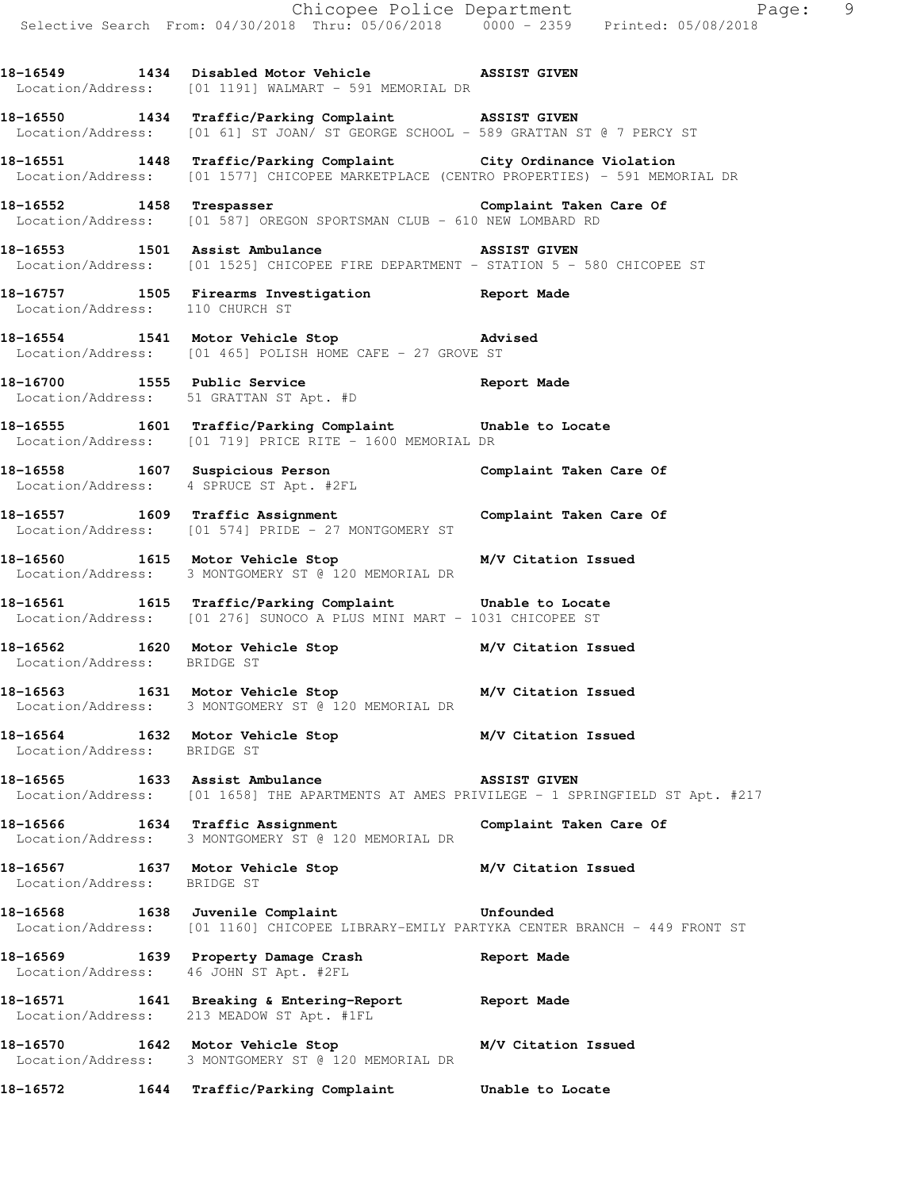18-16549 1434 Disabled Motor Vehicle ASSIST GIVEN
Location/Address: [01 1191] WALMART - 591 MEMORIAL DR

18-16550 1434 Traffic/Parking Complaint ASSIST GIVEN
Location/Address: [01 61] ST JOAN/ ST GEORGE SCHOOL - 589 GRATTAN ST @ 7 PERCY ST

18-16551 1448 Traffic/Parking Complaint City Ordinance Violation
Location/Address: [01 1577] CHICOPEE MARKETPLACE (CENTRO PROPERTIES) - 591 MEMORIAL DR

18-16552 1458 Trespasser Complaint Taken Care Of
Location/Address: [01 587] OREGON SPORTSMAN CLUB - 610 NEW LOMBARD RD

18-16553 1501 Assist Ambulance ASSIST GIVEN
Location/Address: [01 1525] CHICOPEE FIRE DEPARTMENT - STATION 5 - 580 CHICOPEE ST

18-16757 1505 Firearms Investigation Report Made
Location/Address: 110 CHURCH ST

18-16554 1541 Motor Vehicle Stop Advised
Location/Address: [01 465] POLISH HOME CAFE - 27 GROVE ST

18-16700 1555 Public Service Report Made
Location/Address: 51 GRATTAN ST Apt. #D

18-16555 1601 Traffic/Parking Complaint Unable to Locate
Location/Address: [01 719] PRICE RITE - 1600 MEMORIAL DR

18-16558 1607 Suspicious Person Complaint Taken Care Of
Location/Address: 4 SPRUCE ST Apt. #2FL

18-16557 1609 Traffic Assignment Complaint Taken Care Of
Location/Address: [01 574] PRIDE - 27 MONTGOMERY ST

18-16560 1615 Motor Vehicle Stop M/V Citation Issued
Location/Address: 3 MONTGOMERY ST @ 120 MEMORIAL DR

18-16561 1615 Traffic/Parking Complaint Unable to Locate
Location/Address: [01 276] SUNOCO A PLUS MINI MART - 1031 CHICOPEE ST

18-16562 1620 Motor Vehicle Stop M/V Citation Issued
Location/Address: BRIDGE ST

18-16563 1631 Motor Vehicle Stop M/V Citation Issued
Location/Address: 3 MONTGOMERY ST @ 120 MEMORIAL DR

18-16564 1632 Motor Vehicle Stop M/V Citation Issued
Location/Address: BRIDGE ST

18-16565 1633 Assist Ambulance ASSIST GIVEN
Location/Address: [01 1658] THE APARTMENTS AT AMES PRIVILEGE - 1 SPRINGFIELD ST Apt. #217

18-16566 1634 Traffic Assignment Complaint Taken Care Of
Location/Address: 3 MONTGOMERY ST @ 120 MEMORIAL DR

18-16567 1637 Motor Vehicle Stop M/V Citation Issued
Location/Address: BRIDGE ST

18-16568 1638 Juvenile Complaint Unfounded
Location/Address: [01 1160] CHICOPEE LIBRARY-EMILY PARTYKA CENTER BRANCH - 449 FRONT ST

18-16569 1639 Property Damage Crash Report Made
Location/Address: 46 JOHN ST Apt. #2FL

18-16571 1641 Breaking & Entering-Report Report Made
Location/Address: 213 MEADOW ST Apt. #1FL

18-16570 1642 Motor Vehicle Stop M/V Citation Issued
Location/Address: 3 MONTGOMERY ST @ 120 MEMORIAL DR

18-16572 1644 Traffic/Parking Complaint Unable to Locate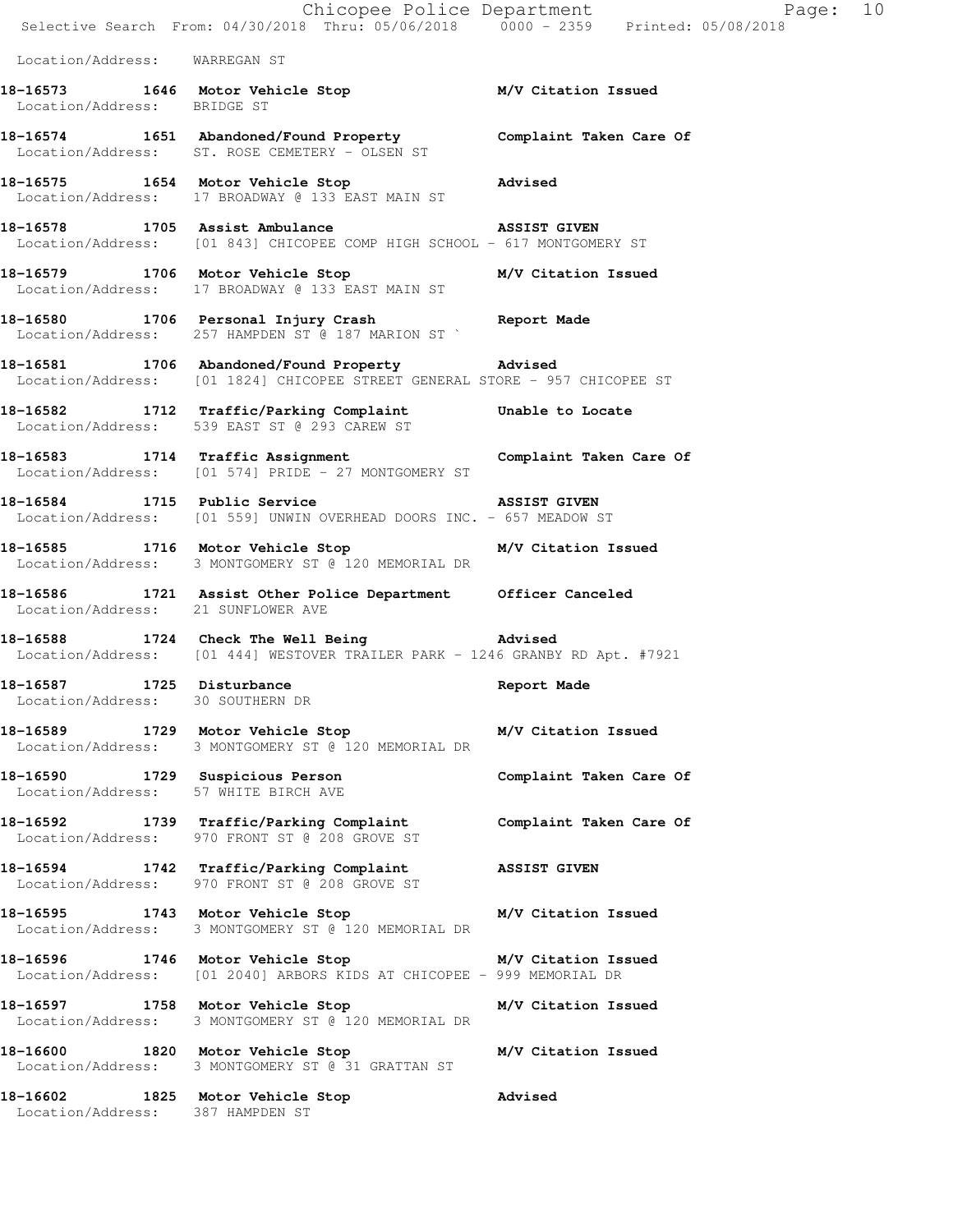Location/Address: WARREGAN ST

**18-16573 1646 Motor Vehicle Stop** **M/V Citation Issued**
Location/Address: BRIDGE ST

**18-16574 1651 Abandoned/Found Property** **Complaint Taken Care Of**
Location/Address: ST. ROSE CEMETERY - OLSEN ST

**18-16575 1654 Motor Vehicle Stop** **Advised**
Location/Address: 17 BROADWAY @ 133 EAST MAIN ST

**18-16578 1705 Assist Ambulance** **ASSIST GIVEN**
Location/Address: [01 843] CHICOPEE COMP HIGH SCHOOL - 617 MONTGOMERY ST

**18-16579 1706 Motor Vehicle Stop** **M/V Citation Issued**
Location/Address: 17 BROADWAY @ 133 EAST MAIN ST

**18-16580 1706 Personal Injury Crash** **Report Made**
Location/Address: 257 HAMPDEN ST @ 187 MARION ST `

**18-16581 1706 Abandoned/Found Property** **Advised**
Location/Address: [01 1824] CHICOPEE STREET GENERAL STORE - 957 CHICOPEE ST

**18-16582 1712 Traffic/Parking Complaint** **Unable to Locate**
Location/Address: 539 EAST ST @ 293 CAREW ST

**18-16583 1714 Traffic Assignment** **Complaint Taken Care Of**
Location/Address: [01 574] PRIDE - 27 MONTGOMERY ST

**18-16584 1715 Public Service** **ASSIST GIVEN**
Location/Address: [01 559] UNWIN OVERHEAD DOORS INC. - 657 MEADOW ST

**18-16585 1716 Motor Vehicle Stop** **M/V Citation Issued**
Location/Address: 3 MONTGOMERY ST @ 120 MEMORIAL DR

**18-16586 1721 Assist Other Police Department** **Officer Canceled**
Location/Address: 21 SUNFLOWER AVE

**18-16588 1724 Check The Well Being** **Advised**
Location/Address: [01 444] WESTOVER TRAILER PARK - 1246 GRANBY RD Apt. #7921

**18-16587 1725 Disturbance** **Report Made**
Location/Address: 30 SOUTHERN DR

**18-16589 1729 Motor Vehicle Stop** **M/V Citation Issued**
Location/Address: 3 MONTGOMERY ST @ 120 MEMORIAL DR

**18-16590 1729 Suspicious Person** **Complaint Taken Care Of**
Location/Address: 57 WHITE BIRCH AVE

**18-16592 1739 Traffic/Parking Complaint** **Complaint Taken Care Of**
Location/Address: 970 FRONT ST @ 208 GROVE ST

**18-16594 1742 Traffic/Parking Complaint** **ASSIST GIVEN**
Location/Address: 970 FRONT ST @ 208 GROVE ST

**18-16595 1743 Motor Vehicle Stop** **M/V Citation Issued**
Location/Address: 3 MONTGOMERY ST @ 120 MEMORIAL DR

**18-16596 1746 Motor Vehicle Stop** **M/V Citation Issued**
Location/Address: [01 2040] ARBORS KIDS AT CHICOPEE - 999 MEMORIAL DR

**18-16597 1758 Motor Vehicle Stop** **M/V Citation Issued**
Location/Address: 3 MONTGOMERY ST @ 120 MEMORIAL DR

**18-16600 1820 Motor Vehicle Stop** **M/V Citation Issued**
Location/Address: 3 MONTGOMERY ST @ 31 GRATTAN ST

**18-16602 1825 Motor Vehicle Stop** **Advised**
Location/Address: 387 HAMPDEN ST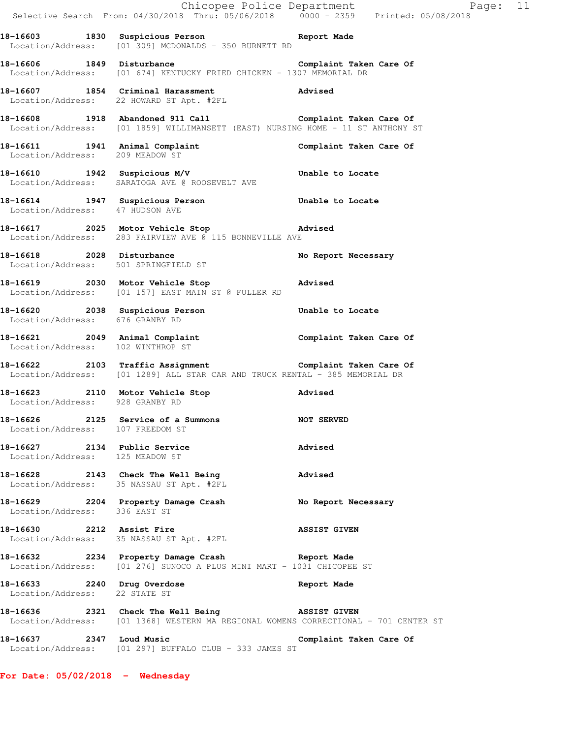**18-16603 1830 Suspicious Person** — **Report Made**
Location/Address: [01 309] MCDONALDS - 350 BURNETT RD

**18-16606 1849 Disturbance** — **Complaint Taken Care Of**
Location/Address: [01 674] KENTUCKY FRIED CHICKEN - 1307 MEMORIAL DR

**18-16607 1854 Criminal Harassment** — **Advised**
Location/Address: 22 HOWARD ST Apt. #2FL

**18-16608 1918 Abandoned 911 Call** — **Complaint Taken Care Of**
Location/Address: [01 1859] WILLIMANSETT (EAST) NURSING HOME - 11 ST ANTHONY ST

**18-16611 1941 Animal Complaint** — **Complaint Taken Care Of**
Location/Address: 209 MEADOW ST

**18-16610 1942 Suspicious M/V** — **Unable to Locate**
Location/Address: SARATOGA AVE @ ROOSEVELT AVE

**18-16614 1947 Suspicious Person** — **Unable to Locate**
Location/Address: 47 HUDSON AVE

**18-16617 2025 Motor Vehicle Stop** — **Advised**
Location/Address: 283 FAIRVIEW AVE @ 115 BONNEVILLE AVE

**18-16618 2028 Disturbance** — **No Report Necessary**
Location/Address: 501 SPRINGFIELD ST

**18-16619 2030 Motor Vehicle Stop** — **Advised**
Location/Address: [01 157] EAST MAIN ST @ FULLER RD

**18-16620 2038 Suspicious Person** — **Unable to Locate**
Location/Address: 676 GRANBY RD

**18-16621 2049 Animal Complaint** — **Complaint Taken Care Of**
Location/Address: 102 WINTHROP ST

**18-16622 2103 Traffic Assignment** — **Complaint Taken Care Of**
Location/Address: [01 1289] ALL STAR CAR AND TRUCK RENTAL - 385 MEMORIAL DR

**18-16623 2110 Motor Vehicle Stop** — **Advised**
Location/Address: 928 GRANBY RD

**18-16626 2125 Service of a Summons** — **NOT SERVED**
Location/Address: 107 FREEDOM ST

**18-16627 2134 Public Service** — **Advised**
Location/Address: 125 MEADOW ST

**18-16628 2143 Check The Well Being** — **Advised**
Location/Address: 35 NASSAU ST Apt. #2FL

**18-16629 2204 Property Damage Crash** — **No Report Necessary**
Location/Address: 336 EAST ST

**18-16630 2212 Assist Fire** — **ASSIST GIVEN**
Location/Address: 35 NASSAU ST Apt. #2FL

**18-16632 2234 Property Damage Crash** — **Report Made**
Location/Address: [01 276] SUNOCO A PLUS MINI MART - 1031 CHICOPEE ST

**18-16633 2240 Drug Overdose** — **Report Made**
Location/Address: 22 STATE ST

**18-16636 2321 Check The Well Being** — **ASSIST GIVEN**
Location/Address: [01 1368] WESTERN MA REGIONAL WOMENS CORRECTIONAL - 701 CENTER ST

**18-16637 2347 Loud Music** — **Complaint Taken Care Of**
Location/Address: [01 297] BUFFALO CLUB - 333 JAMES ST

## For Date: 05/02/2018 - Wednesday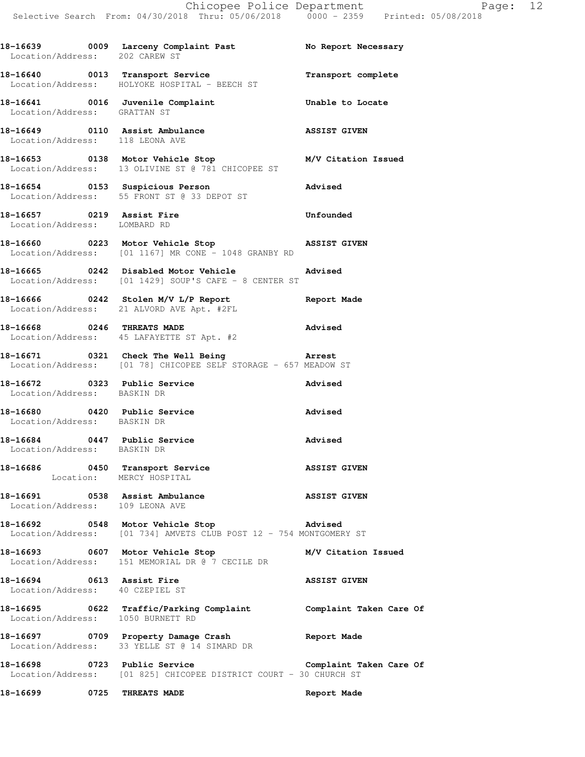18-16639 0009 Larceny Complaint Past No Report Necessary
Location/Address: 202 CAREW ST

18-16640 0013 Transport Service Transport complete
Location/Address: HOLYOKE HOSPITAL - BEECH ST

18-16641 0016 Juvenile Complaint Unable to Locate
Location/Address: GRATTAN ST

18-16649 0110 Assist Ambulance ASSIST GIVEN
Location/Address: 118 LEONA AVE

18-16653 0138 Motor Vehicle Stop M/V Citation Issued
Location/Address: 13 OLIVINE ST @ 781 CHICOPEE ST

18-16654 0153 Suspicious Person Advised
Location/Address: 55 FRONT ST @ 33 DEPOT ST

18-16657 0219 Assist Fire Unfounded
Location/Address: LOMBARD RD

18-16660 0223 Motor Vehicle Stop ASSIST GIVEN
Location/Address: [01 1167] MR CONE - 1048 GRANBY RD

18-16665 0242 Disabled Motor Vehicle Advised
Location/Address: [01 1429] SOUP'S CAFE - 8 CENTER ST

18-16666 0242 Stolen M/V L/P Report Report Made
Location/Address: 21 ALVORD AVE Apt. #2FL

18-16668 0246 THREATS MADE Advised
Location/Address: 45 LAFAYETTE ST Apt. #2

18-16671 0321 Check The Well Being Arrest
Location/Address: [01 78] CHICOPEE SELF STORAGE - 657 MEADOW ST

18-16672 0323 Public Service Advised
Location/Address: BASKIN DR

18-16680 0420 Public Service Advised
Location/Address: BASKIN DR

18-16684 0447 Public Service Advised
Location/Address: BASKIN DR

18-16686 0450 Transport Service ASSIST GIVEN
Location: MERCY HOSPITAL

18-16691 0538 Assist Ambulance ASSIST GIVEN
Location/Address: 109 LEONA AVE

18-16692 0548 Motor Vehicle Stop Advised
Location/Address: [01 734] AMVETS CLUB POST 12 - 754 MONTGOMERY ST

18-16693 0607 Motor Vehicle Stop M/V Citation Issued
Location/Address: 151 MEMORIAL DR @ 7 CECILE DR

18-16694 0613 Assist Fire ASSIST GIVEN
Location/Address: 40 CZEPIEL ST

18-16695 0622 Traffic/Parking Complaint Complaint Taken Care Of
Location/Address: 1050 BURNETT RD

18-16697 0709 Property Damage Crash Report Made
Location/Address: 33 YELLE ST @ 14 SIMARD DR

18-16698 0723 Public Service Complaint Taken Care Of
Location/Address: [01 825] CHICOPEE DISTRICT COURT - 30 CHURCH ST

18-16699 0725 THREATS MADE Report Made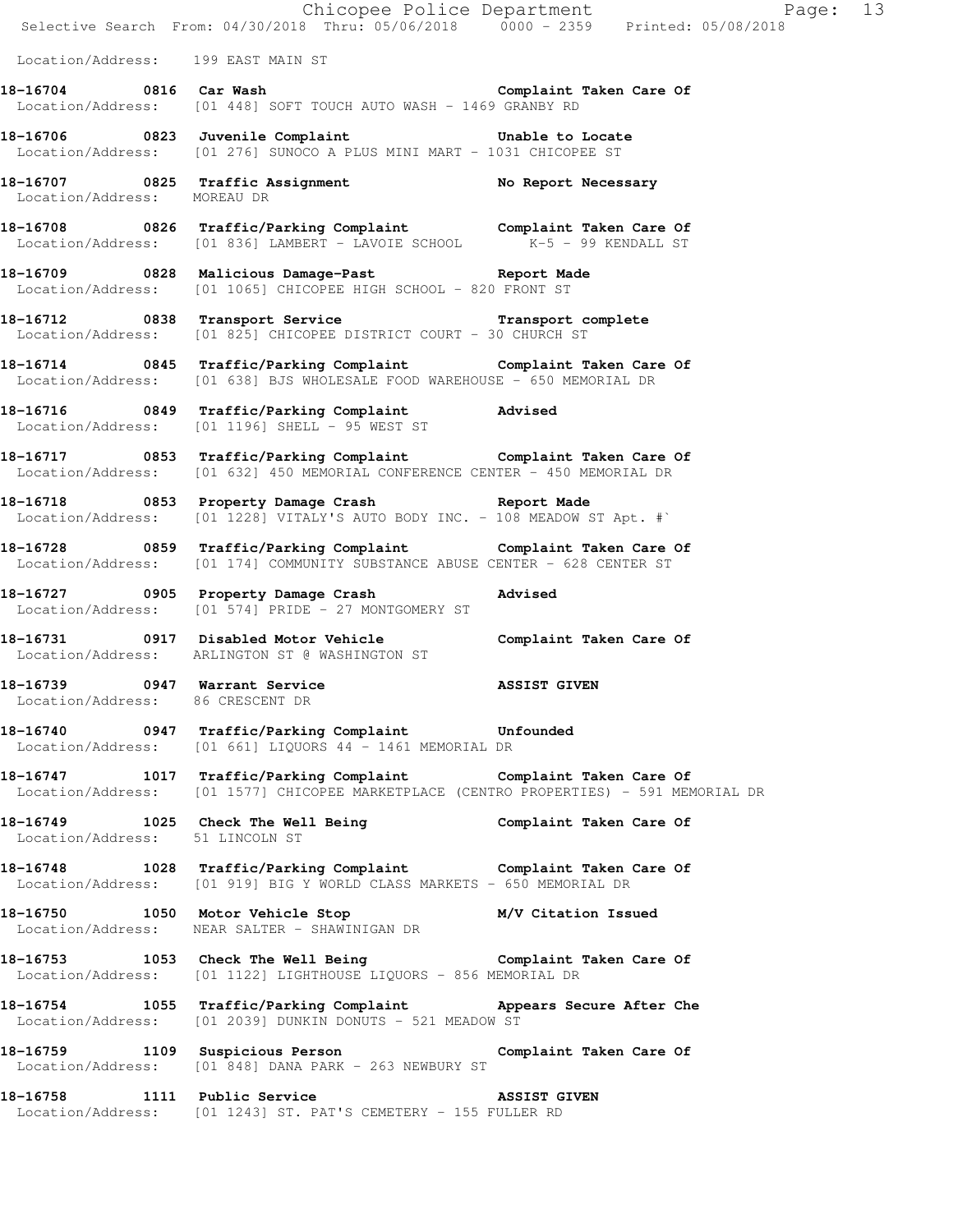Location/Address: 199 EAST MAIN ST

**18-16704 0816 Car Wash** Complaint Taken Care Of
Location/Address: [01 448] SOFT TOUCH AUTO WASH - 1469 GRANBY RD

**18-16706 0823 Juvenile Complaint** Unable to Locate
Location/Address: [01 276] SUNOCO A PLUS MINI MART - 1031 CHICOPEE ST

**18-16707 0825 Traffic Assignment** No Report Necessary
Location/Address: MOREAU DR

**18-16708 0826 Traffic/Parking Complaint** Complaint Taken Care Of
Location/Address: [01 836] LAMBERT - LAVOIE SCHOOL K-5 - 99 KENDALL ST

**18-16709 0828 Malicious Damage-Past** Report Made
Location/Address: [01 1065] CHICOPEE HIGH SCHOOL - 820 FRONT ST

**18-16712 0838 Transport Service** Transport complete
Location/Address: [01 825] CHICOPEE DISTRICT COURT - 30 CHURCH ST

**18-16714 0845 Traffic/Parking Complaint** Complaint Taken Care Of
Location/Address: [01 638] BJS WHOLESALE FOOD WAREHOUSE - 650 MEMORIAL DR

**18-16716 0849 Traffic/Parking Complaint** Advised
Location/Address: [01 1196] SHELL - 95 WEST ST

**18-16717 0853 Traffic/Parking Complaint** Complaint Taken Care Of
Location/Address: [01 632] 450 MEMORIAL CONFERENCE CENTER - 450 MEMORIAL DR

**18-16718 0853 Property Damage Crash** Report Made
Location/Address: [01 1228] VITALY'S AUTO BODY INC. - 108 MEADOW ST Apt. #`

**18-16728 0859 Traffic/Parking Complaint** Complaint Taken Care Of
Location/Address: [01 174] COMMUNITY SUBSTANCE ABUSE CENTER - 628 CENTER ST

**18-16727 0905 Property Damage Crash** Advised
Location/Address: [01 574] PRIDE - 27 MONTGOMERY ST

**18-16731 0917 Disabled Motor Vehicle** Complaint Taken Care Of
Location/Address: ARLINGTON ST @ WASHINGTON ST

**18-16739 0947 Warrant Service** ASSIST GIVEN
Location/Address: 86 CRESCENT DR

**18-16740 0947 Traffic/Parking Complaint** Unfounded
Location/Address: [01 661] LIQUORS 44 - 1461 MEMORIAL DR

**18-16747 1017 Traffic/Parking Complaint** Complaint Taken Care Of
Location/Address: [01 1577] CHICOPEE MARKETPLACE (CENTRO PROPERTIES) - 591 MEMORIAL DR

**18-16749 1025 Check The Well Being** Complaint Taken Care Of
Location/Address: 51 LINCOLN ST

**18-16748 1028 Traffic/Parking Complaint** Complaint Taken Care Of
Location/Address: [01 919] BIG Y WORLD CLASS MARKETS - 650 MEMORIAL DR

**18-16750 1050 Motor Vehicle Stop** M/V Citation Issued
Location/Address: NEAR SALTER - SHAWINIGAN DR

**18-16753 1053 Check The Well Being** Complaint Taken Care Of
Location/Address: [01 1122] LIGHTHOUSE LIQUORS - 856 MEMORIAL DR

**18-16754 1055 Traffic/Parking Complaint** Appears Secure After Che
Location/Address: [01 2039] DUNKIN DONUTS - 521 MEADOW ST

**18-16759 1109 Suspicious Person** Complaint Taken Care Of
Location/Address: [01 848] DANA PARK - 263 NEWBURY ST

**18-16758 1111 Public Service** ASSIST GIVEN
Location/Address: [01 1243] ST. PAT'S CEMETERY - 155 FULLER RD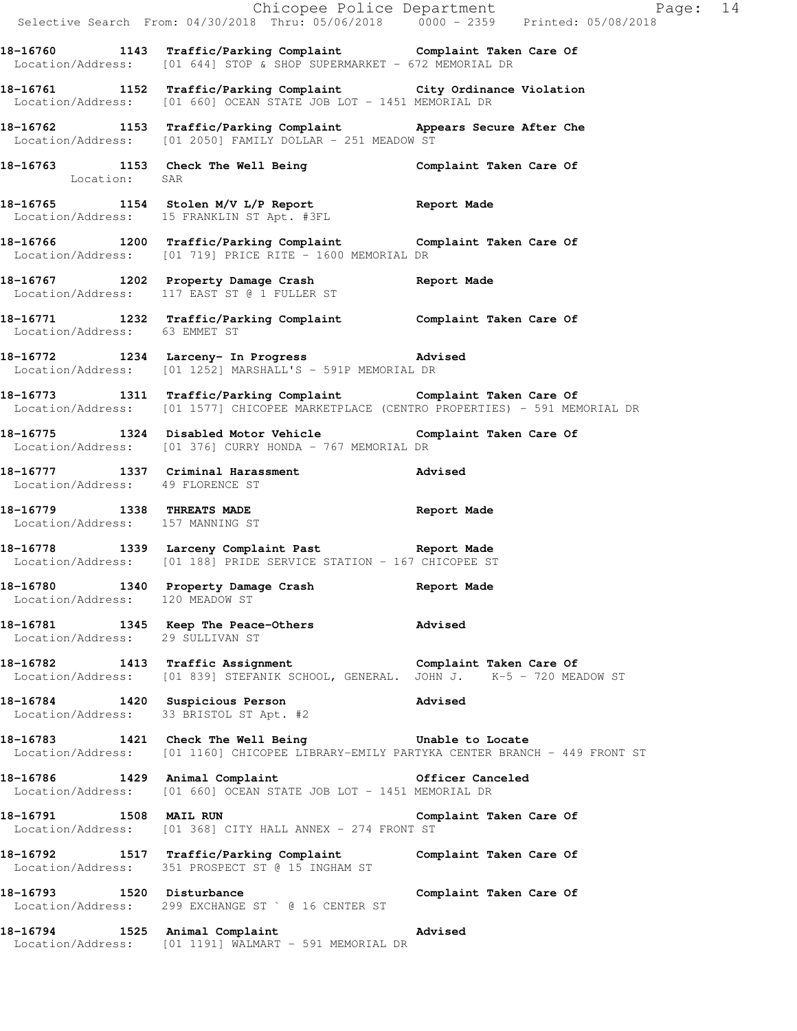**18-16760 1143 Traffic/Parking Complaint Complaint Taken Care Of**
Location/Address: [01 644] STOP & SHOP SUPERMARKET - 672 MEMORIAL DR

**18-16761 1152 Traffic/Parking Complaint City Ordinance Violation**
Location/Address: [01 660] OCEAN STATE JOB LOT - 1451 MEMORIAL DR

**18-16762 1153 Traffic/Parking Complaint Appears Secure After Che**
Location/Address: [01 2050] FAMILY DOLLAR - 251 MEADOW ST

**18-16763 1153 Check The Well Being Complaint Taken Care Of**
Location: SAR

**18-16765 1154 Stolen M/V L/P Report Report Made**
Location/Address: 15 FRANKLIN ST Apt. #3FL

**18-16766 1200 Traffic/Parking Complaint Complaint Taken Care Of**
Location/Address: [01 719] PRICE RITE - 1600 MEMORIAL DR

**18-16767 1202 Property Damage Crash Report Made**
Location/Address: 117 EAST ST @ 1 FULLER ST

**18-16771 1232 Traffic/Parking Complaint Complaint Taken Care Of**
Location/Address: 63 EMMET ST

**18-16772 1234 Larceny- In Progress Advised**
Location/Address: [01 1252] MARSHALL'S - 591P MEMORIAL DR

**18-16773 1311 Traffic/Parking Complaint Complaint Taken Care Of**
Location/Address: [01 1577] CHICOPEE MARKETPLACE (CENTRO PROPERTIES) - 591 MEMORIAL DR

**18-16775 1324 Disabled Motor Vehicle Complaint Taken Care Of**
Location/Address: [01 376] CURRY HONDA - 767 MEMORIAL DR

**18-16777 1337 Criminal Harassment Advised**
Location/Address: 49 FLORENCE ST

**18-16779 1338 THREATS MADE Report Made**
Location/Address: 157 MANNING ST

**18-16778 1339 Larceny Complaint Past Report Made**
Location/Address: [01 188] PRIDE SERVICE STATION - 167 CHICOPEE ST

**18-16780 1340 Property Damage Crash Report Made**
Location/Address: 120 MEADOW ST

**18-16781 1345 Keep The Peace-Others Advised**
Location/Address: 29 SULLIVAN ST

**18-16782 1413 Traffic Assignment Complaint Taken Care Of**
Location/Address: [01 839] STEFANIK SCHOOL, GENERAL. JOHN J. K-5 - 720 MEADOW ST

**18-16784 1420 Suspicious Person Advised**
Location/Address: 33 BRISTOL ST Apt. #2

**18-16783 1421 Check The Well Being Unable to Locate**
Location/Address: [01 1160] CHICOPEE LIBRARY-EMILY PARTYKA CENTER BRANCH - 449 FRONT ST

**18-16786 1429 Animal Complaint Officer Canceled**
Location/Address: [01 660] OCEAN STATE JOB LOT - 1451 MEMORIAL DR

**18-16791 1508 MAIL RUN Complaint Taken Care Of**
Location/Address: [01 368] CITY HALL ANNEX - 274 FRONT ST

**18-16792 1517 Traffic/Parking Complaint Complaint Taken Care Of**
Location/Address: 351 PROSPECT ST @ 15 INGHAM ST

**18-16793 1520 Disturbance Complaint Taken Care Of**
Location/Address: 299 EXCHANGE ST ` @ 16 CENTER ST

**18-16794 1525 Animal Complaint Advised**
Location/Address: [01 1191] WALMART - 591 MEMORIAL DR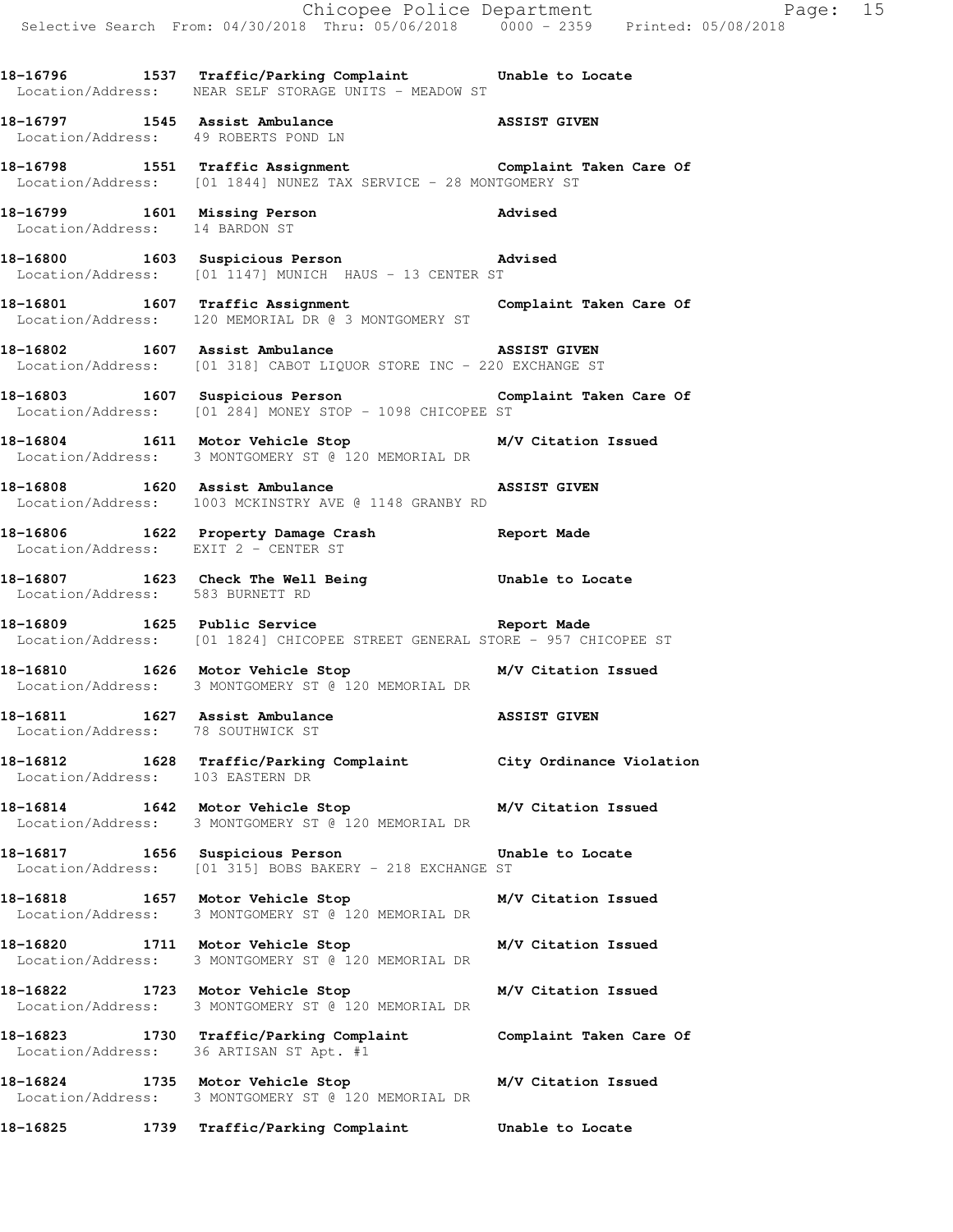18-16796 1537 Traffic/Parking Complaint Unable to Locate
Location/Address: NEAR SELF STORAGE UNITS - MEADOW ST

18-16797 1545 Assist Ambulance ASSIST GIVEN
Location/Address: 49 ROBERTS POND LN

18-16798 1551 Traffic Assignment Complaint Taken Care Of
Location/Address: [01 1844] NUNEZ TAX SERVICE - 28 MONTGOMERY ST

18-16799 1601 Missing Person Advised
Location/Address: 14 BARDON ST

18-16800 1603 Suspicious Person Advised
Location/Address: [01 1147] MUNICH HAUS - 13 CENTER ST

18-16801 1607 Traffic Assignment Complaint Taken Care Of
Location/Address: 120 MEMORIAL DR @ 3 MONTGOMERY ST

18-16802 1607 Assist Ambulance ASSIST GIVEN
Location/Address: [01 318] CABOT LIQUOR STORE INC - 220 EXCHANGE ST

18-16803 1607 Suspicious Person Complaint Taken Care Of
Location/Address: [01 284] MONEY STOP - 1098 CHICOPEE ST

18-16804 1611 Motor Vehicle Stop M/V Citation Issued
Location/Address: 3 MONTGOMERY ST @ 120 MEMORIAL DR

18-16808 1620 Assist Ambulance ASSIST GIVEN
Location/Address: 1003 MCKINSTRY AVE @ 1148 GRANBY RD

18-16806 1622 Property Damage Crash Report Made
Location/Address: EXIT 2 - CENTER ST

18-16807 1623 Check The Well Being Unable to Locate
Location/Address: 583 BURNETT RD

18-16809 1625 Public Service Report Made
Location/Address: [01 1824] CHICOPEE STREET GENERAL STORE - 957 CHICOPEE ST

18-16810 1626 Motor Vehicle Stop M/V Citation Issued
Location/Address: 3 MONTGOMERY ST @ 120 MEMORIAL DR

18-16811 1627 Assist Ambulance ASSIST GIVEN
Location/Address: 78 SOUTHWICK ST

18-16812 1628 Traffic/Parking Complaint City Ordinance Violation
Location/Address: 103 EASTERN DR

18-16814 1642 Motor Vehicle Stop M/V Citation Issued
Location/Address: 3 MONTGOMERY ST @ 120 MEMORIAL DR

18-16817 1656 Suspicious Person Unable to Locate
Location/Address: [01 315] BOBS BAKERY - 218 EXCHANGE ST

18-16818 1657 Motor Vehicle Stop M/V Citation Issued
Location/Address: 3 MONTGOMERY ST @ 120 MEMORIAL DR

18-16820 1711 Motor Vehicle Stop M/V Citation Issued
Location/Address: 3 MONTGOMERY ST @ 120 MEMORIAL DR

18-16822 1723 Motor Vehicle Stop M/V Citation Issued
Location/Address: 3 MONTGOMERY ST @ 120 MEMORIAL DR

18-16823 1730 Traffic/Parking Complaint Complaint Taken Care Of
Location/Address: 36 ARTISAN ST Apt. #1

18-16824 1735 Motor Vehicle Stop M/V Citation Issued
Location/Address: 3 MONTGOMERY ST @ 120 MEMORIAL DR

18-16825 1739 Traffic/Parking Complaint Unable to Locate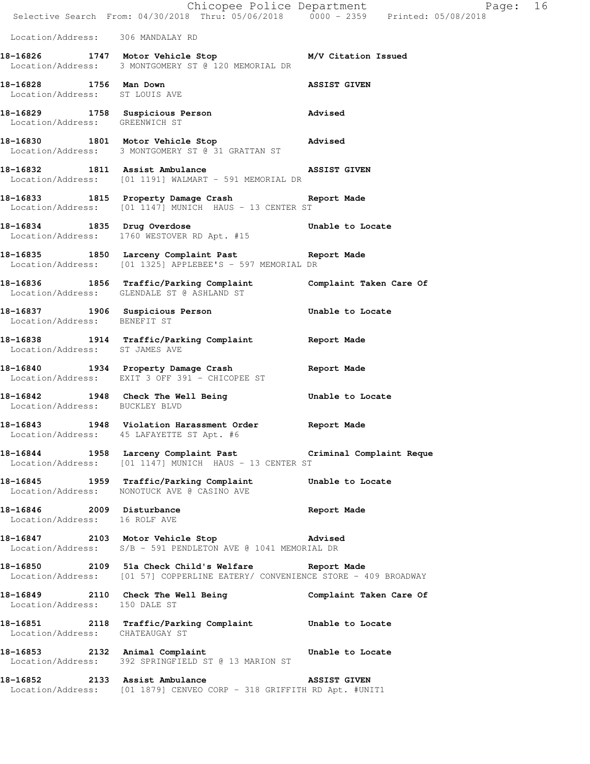Location/Address: 306 MANDALAY RD

**18-16826 1747 Motor Vehicle Stop** M/V Citation Issued
Location/Address: 3 MONTGOMERY ST @ 120 MEMORIAL DR

**18-16828 1756 Man Down** ASSIST GIVEN
Location/Address: ST LOUIS AVE

**18-16829 1758 Suspicious Person** Advised
Location/Address: GREENWICH ST

**18-16830 1801 Motor Vehicle Stop** Advised
Location/Address: 3 MONTGOMERY ST @ 31 GRATTAN ST

**18-16832 1811 Assist Ambulance** ASSIST GIVEN
Location/Address: [01 1191] WALMART - 591 MEMORIAL DR

**18-16833 1815 Property Damage Crash** Report Made
Location/Address: [01 1147] MUNICH HAUS - 13 CENTER ST

**18-16834 1835 Drug Overdose** Unable to Locate
Location/Address: 1760 WESTOVER RD Apt. #15

**18-16835 1850 Larceny Complaint Past** Report Made
Location/Address: [01 1325] APPLEBEE'S - 597 MEMORIAL DR

**18-16836 1856 Traffic/Parking Complaint** Complaint Taken Care Of
Location/Address: GLENDALE ST @ ASHLAND ST

**18-16837 1906 Suspicious Person** Unable to Locate
Location/Address: BENEFIT ST

**18-16838 1914 Traffic/Parking Complaint** Report Made
Location/Address: ST JAMES AVE

**18-16840 1934 Property Damage Crash** Report Made
Location/Address: EXIT 3 OFF 391 - CHICOPEE ST

**18-16842 1948 Check The Well Being** Unable to Locate
Location/Address: BUCKLEY BLVD

**18-16843 1948 Violation Harassment Order** Report Made
Location/Address: 45 LAFAYETTE ST Apt. #6

**18-16844 1958 Larceny Complaint Past** Criminal Complaint Reque
Location/Address: [01 1147] MUNICH HAUS - 13 CENTER ST

**18-16845 1959 Traffic/Parking Complaint** Unable to Locate
Location/Address: NONOTUCK AVE @ CASINO AVE

**18-16846 2009 Disturbance** Report Made
Location/Address: 16 ROLF AVE

**18-16847 2103 Motor Vehicle Stop** Advised
Location/Address: S/B - 591 PENDLETON AVE @ 1041 MEMORIAL DR

**18-16850 2109 51a Check Child's Welfare** Report Made
Location/Address: [01 57] COPPERLINE EATERY/ CONVENIENCE STORE - 409 BROADWAY

**18-16849 2110 Check The Well Being** Complaint Taken Care Of
Location/Address: 150 DALE ST

**18-16851 2118 Traffic/Parking Complaint** Unable to Locate
Location/Address: CHATEAUGAY ST

**18-16853 2132 Animal Complaint** Unable to Locate
Location/Address: 392 SPRINGFIELD ST @ 13 MARION ST

**18-16852 2133 Assist Ambulance** ASSIST GIVEN
Location/Address: [01 1879] CENVEO CORP - 318 GRIFFITH RD Apt. #UNIT1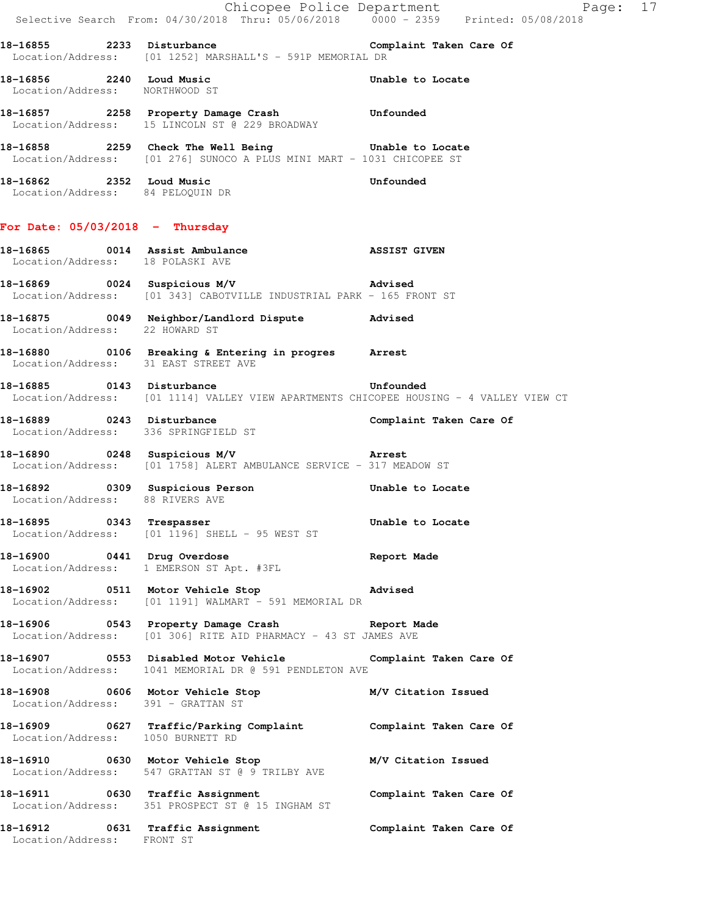18-16855 2233 Disturbance Complaint Taken Care Of
Location/Address: [01 1252] MARSHALL'S - 591P MEMORIAL DR

18-16856 2240 Loud Music Unable to Locate
Location/Address: NORTHWOOD ST

18-16857 2258 Property Damage Crash Unfounded
Location/Address: 15 LINCOLN ST @ 229 BROADWAY

18-16858 2259 Check The Well Being Unable to Locate
Location/Address: [01 276] SUNOCO A PLUS MINI MART - 1031 CHICOPEE ST

18-16862 2352 Loud Music Unfounded
Location/Address: 84 PELOQUIN DR

## For Date: 05/03/2018 - Thursday

18-16865 0014 Assist Ambulance ASSIST GIVEN
Location/Address: 18 POLASKI AVE

18-16869 0024 Suspicious M/V Advised
Location/Address: [01 343] CABOTVILLE INDUSTRIAL PARK - 165 FRONT ST

18-16875 0049 Neighbor/Landlord Dispute Advised
Location/Address: 22 HOWARD ST

18-16880 0106 Breaking & Entering in progres Arrest
Location/Address: 31 EAST STREET AVE

18-16885 0143 Disturbance Unfounded
Location/Address: [01 1114] VALLEY VIEW APARTMENTS CHICOPEE HOUSING - 4 VALLEY VIEW CT

18-16889 0243 Disturbance Complaint Taken Care Of
Location/Address: 336 SPRINGFIELD ST

18-16890 0248 Suspicious M/V Arrest
Location/Address: [01 1758] ALERT AMBULANCE SERVICE - 317 MEADOW ST

18-16892 0309 Suspicious Person Unable to Locate
Location/Address: 88 RIVERS AVE

18-16895 0343 Trespasser Unable to Locate
Location/Address: [01 1196] SHELL - 95 WEST ST

18-16900 0441 Drug Overdose Report Made
Location/Address: 1 EMERSON ST Apt. #3FL

18-16902 0511 Motor Vehicle Stop Advised
Location/Address: [01 1191] WALMART - 591 MEMORIAL DR

18-16906 0543 Property Damage Crash Report Made
Location/Address: [01 306] RITE AID PHARMACY - 43 ST JAMES AVE

18-16907 0553 Disabled Motor Vehicle Complaint Taken Care Of
Location/Address: 1041 MEMORIAL DR @ 591 PENDLETON AVE

18-16908 0606 Motor Vehicle Stop M/V Citation Issued
Location/Address: 391 - GRATTAN ST

18-16909 0627 Traffic/Parking Complaint Complaint Taken Care Of
Location/Address: 1050 BURNETT RD

18-16910 0630 Motor Vehicle Stop M/V Citation Issued
Location/Address: 547 GRATTAN ST @ 9 TRILBY AVE

18-16911 0630 Traffic Assignment Complaint Taken Care Of
Location/Address: 351 PROSPECT ST @ 15 INGHAM ST

18-16912 0631 Traffic Assignment Complaint Taken Care Of
Location/Address: FRONT ST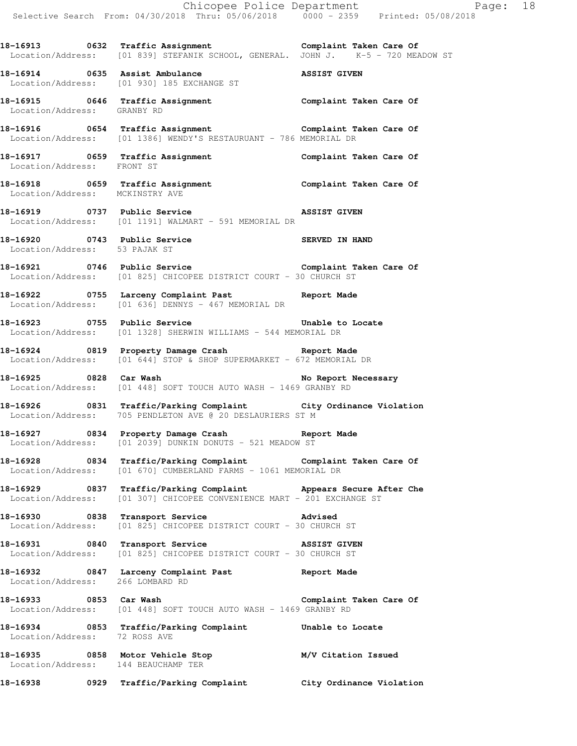18-16913 0632 Traffic Assignment Complaint Taken Care Of
Location/Address: [01 839] STEFANIK SCHOOL, GENERAL. JOHN J. K-5 - 720 MEADOW ST

18-16914 0635 Assist Ambulance ASSIST GIVEN
Location/Address: [01 930] 185 EXCHANGE ST

18-16915 0646 Traffic Assignment Complaint Taken Care Of
Location/Address: GRANBY RD

18-16916 0654 Traffic Assignment Complaint Taken Care Of
Location/Address: [01 1386] WENDY'S RESTAURUANT - 786 MEMORIAL DR

18-16917 0659 Traffic Assignment Complaint Taken Care Of
Location/Address: FRONT ST

18-16918 0659 Traffic Assignment Complaint Taken Care Of
Location/Address: MCKINSTRY AVE

18-16919 0737 Public Service ASSIST GIVEN
Location/Address: [01 1191] WALMART - 591 MEMORIAL DR

18-16920 0743 Public Service SERVED IN HAND
Location/Address: 53 PAJAK ST

18-16921 0746 Public Service Complaint Taken Care Of
Location/Address: [01 825] CHICOPEE DISTRICT COURT - 30 CHURCH ST

18-16922 0755 Larceny Complaint Past Report Made
Location/Address: [01 636] DENNYS - 467 MEMORIAL DR

18-16923 0755 Public Service Unable to Locate
Location/Address: [01 1328] SHERWIN WILLIAMS - 544 MEMORIAL DR

18-16924 0819 Property Damage Crash Report Made
Location/Address: [01 644] STOP & SHOP SUPERMARKET - 672 MEMORIAL DR

18-16925 0828 Car Wash No Report Necessary
Location/Address: [01 448] SOFT TOUCH AUTO WASH - 1469 GRANBY RD

18-16926 0831 Traffic/Parking Complaint City Ordinance Violation
Location/Address: 705 PENDLETON AVE @ 20 DESLAURIERS ST M

18-16927 0834 Property Damage Crash Report Made
Location/Address: [01 2039] DUNKIN DONUTS - 521 MEADOW ST

18-16928 0834 Traffic/Parking Complaint Complaint Taken Care Of
Location/Address: [01 670] CUMBERLAND FARMS - 1061 MEMORIAL DR

18-16929 0837 Traffic/Parking Complaint Appears Secure After Che
Location/Address: [01 307] CHICOPEE CONVENIENCE MART - 201 EXCHANGE ST

18-16930 0838 Transport Service Advised
Location/Address: [01 825] CHICOPEE DISTRICT COURT - 30 CHURCH ST

18-16931 0840 Transport Service ASSIST GIVEN
Location/Address: [01 825] CHICOPEE DISTRICT COURT - 30 CHURCH ST

18-16932 0847 Larceny Complaint Past Report Made
Location/Address: 266 LOMBARD RD

18-16933 0853 Car Wash Complaint Taken Care Of
Location/Address: [01 448] SOFT TOUCH AUTO WASH - 1469 GRANBY RD

18-16934 0853 Traffic/Parking Complaint Unable to Locate
Location/Address: 72 ROSS AVE

18-16935 0858 Motor Vehicle Stop M/V Citation Issued
Location/Address: 144 BEAUCHAMP TER

18-16938 0929 Traffic/Parking Complaint City Ordinance Violation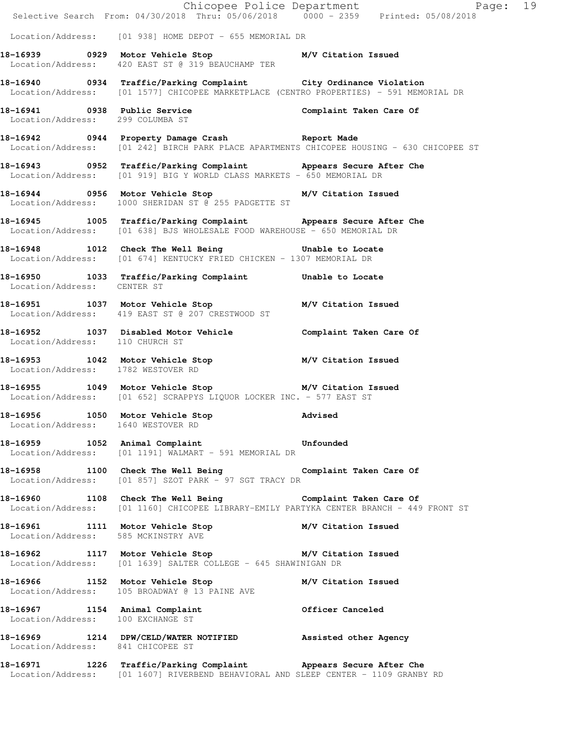Location/Address: [01 938] HOME DEPOT - 655 MEMORIAL DR

**18-16939 0929 Motor Vehicle Stop M/V Citation Issued**
Location/Address: 420 EAST ST @ 319 BEAUCHAMP TER

**18-16940 0934 Traffic/Parking Complaint City Ordinance Violation**
Location/Address: [01 1577] CHICOPEE MARKETPLACE (CENTRO PROPERTIES) - 591 MEMORIAL DR

**18-16941 0938 Public Service Complaint Taken Care Of**
Location/Address: 299 COLUMBA ST

**18-16942 0944 Property Damage Crash Report Made**
Location/Address: [01 242] BIRCH PARK PLACE APARTMENTS CHICOPEE HOUSING - 630 CHICOPEE ST

**18-16943 0952 Traffic/Parking Complaint Appears Secure After Che**
Location/Address: [01 919] BIG Y WORLD CLASS MARKETS - 650 MEMORIAL DR

**18-16944 0956 Motor Vehicle Stop M/V Citation Issued**
Location/Address: 1000 SHERIDAN ST @ 255 PADGETTE ST

**18-16945 1005 Traffic/Parking Complaint Appears Secure After Che**
Location/Address: [01 638] BJS WHOLESALE FOOD WAREHOUSE - 650 MEMORIAL DR

**18-16948 1012 Check The Well Being Unable to Locate**
Location/Address: [01 674] KENTUCKY FRIED CHICKEN - 1307 MEMORIAL DR

**18-16950 1033 Traffic/Parking Complaint Unable to Locate**
Location/Address: CENTER ST

**18-16951 1037 Motor Vehicle Stop M/V Citation Issued**
Location/Address: 419 EAST ST @ 207 CRESTWOOD ST

**18-16952 1037 Disabled Motor Vehicle Complaint Taken Care Of**
Location/Address: 110 CHURCH ST

**18-16953 1042 Motor Vehicle Stop M/V Citation Issued**
Location/Address: 1782 WESTOVER RD

**18-16955 1049 Motor Vehicle Stop M/V Citation Issued**
Location/Address: [01 652] SCRAPPYS LIQUOR LOCKER INC. - 577 EAST ST

**18-16956 1050 Motor Vehicle Stop Advised**
Location/Address: 1640 WESTOVER RD

**18-16959 1052 Animal Complaint Unfounded**
Location/Address: [01 1191] WALMART - 591 MEMORIAL DR

**18-16958 1100 Check The Well Being Complaint Taken Care Of**
Location/Address: [01 857] SZOT PARK - 97 SGT TRACY DR

**18-16960 1108 Check The Well Being Complaint Taken Care Of**
Location/Address: [01 1160] CHICOPEE LIBRARY-EMILY PARTYKA CENTER BRANCH - 449 FRONT ST

**18-16961 1111 Motor Vehicle Stop M/V Citation Issued**
Location/Address: 585 MCKINSTRY AVE

**18-16962 1117 Motor Vehicle Stop M/V Citation Issued**
Location/Address: [01 1639] SALTER COLLEGE - 645 SHAWINIGAN DR

**18-16966 1152 Motor Vehicle Stop M/V Citation Issued**
Location/Address: 105 BROADWAY @ 13 PAINE AVE

**18-16967 1154 Animal Complaint Officer Canceled**
Location/Address: 100 EXCHANGE ST

**18-16969 1214 DPW/CELD/WATER NOTIFIED Assisted other Agency**
Location/Address: 841 CHICOPEE ST

**18-16971 1226 Traffic/Parking Complaint Appears Secure After Che**
Location/Address: [01 1607] RIVERBEND BEHAVIORAL AND SLEEP CENTER - 1109 GRANBY RD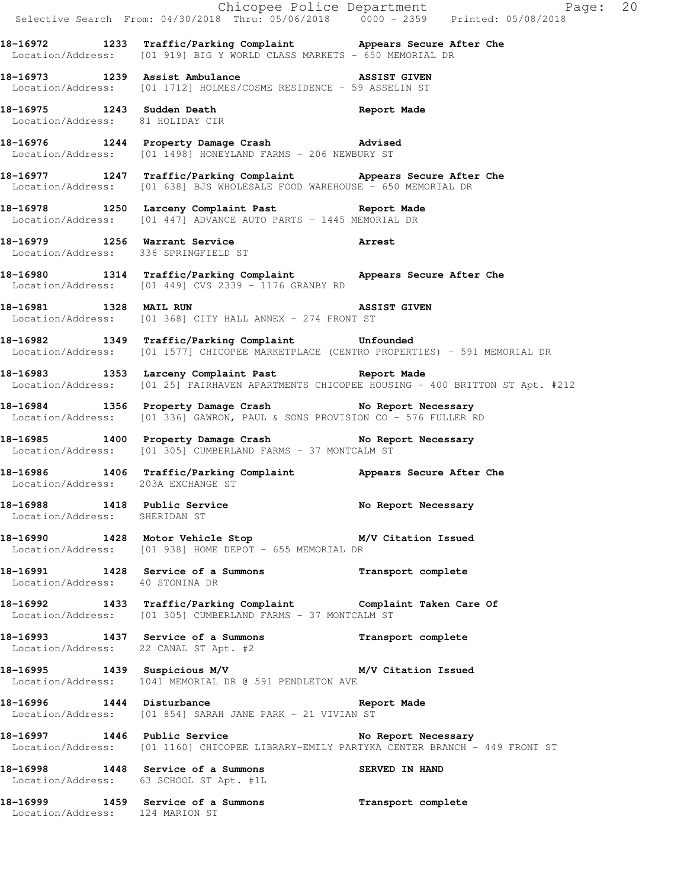18-16972 1233 Traffic/Parking Complaint Appears Secure After Che
Location/Address: [01 919] BIG Y WORLD CLASS MARKETS - 650 MEMORIAL DR

18-16973 1239 Assist Ambulance ASSIST GIVEN
Location/Address: [01 1712] HOLMES/COSME RESIDENCE - 59 ASSELIN ST

18-16975 1243 Sudden Death Report Made
Location/Address: 81 HOLIDAY CIR

18-16976 1244 Property Damage Crash Advised
Location/Address: [01 1498] HONEYLAND FARMS - 206 NEWBURY ST

18-16977 1247 Traffic/Parking Complaint Appears Secure After Che
Location/Address: [01 638] BJS WHOLESALE FOOD WAREHOUSE - 650 MEMORIAL DR

18-16978 1250 Larceny Complaint Past Report Made
Location/Address: [01 447] ADVANCE AUTO PARTS - 1445 MEMORIAL DR

18-16979 1256 Warrant Service Arrest
Location/Address: 336 SPRINGFIELD ST

18-16980 1314 Traffic/Parking Complaint Appears Secure After Che
Location/Address: [01 449] CVS 2339 - 1176 GRANBY RD

18-16981 1328 MAIL RUN ASSIST GIVEN
Location/Address: [01 368] CITY HALL ANNEX - 274 FRONT ST

18-16982 1349 Traffic/Parking Complaint Unfounded
Location/Address: [01 1577] CHICOPEE MARKETPLACE (CENTRO PROPERTIES) - 591 MEMORIAL DR

18-16983 1353 Larceny Complaint Past Report Made
Location/Address: [01 25] FAIRHAVEN APARTMENTS CHICOPEE HOUSING - 400 BRITTON ST Apt. #212

18-16984 1356 Property Damage Crash No Report Necessary
Location/Address: [01 336] GAWRON, PAUL & SONS PROVISION CO - 576 FULLER RD

18-16985 1400 Property Damage Crash No Report Necessary
Location/Address: [01 305] CUMBERLAND FARMS - 37 MONTCALM ST

18-16986 1406 Traffic/Parking Complaint Appears Secure After Che
Location/Address: 203A EXCHANGE ST

18-16988 1418 Public Service No Report Necessary
Location/Address: SHERIDAN ST

18-16990 1428 Motor Vehicle Stop M/V Citation Issued
Location/Address: [01 938] HOME DEPOT - 655 MEMORIAL DR

18-16991 1428 Service of a Summons Transport complete
Location/Address: 40 STONINA DR

18-16992 1433 Traffic/Parking Complaint Complaint Taken Care Of
Location/Address: [01 305] CUMBERLAND FARMS - 37 MONTCALM ST

18-16993 1437 Service of a Summons Transport complete
Location/Address: 22 CANAL ST Apt. #2

18-16995 1439 Suspicious M/V M/V Citation Issued
Location/Address: 1041 MEMORIAL DR @ 591 PENDLETON AVE

18-16996 1444 Disturbance Report Made
Location/Address: [01 854] SARAH JANE PARK - 21 VIVIAN ST

18-16997 1446 Public Service No Report Necessary
Location/Address: [01 1160] CHICOPEE LIBRARY-EMILY PARTYKA CENTER BRANCH - 449 FRONT ST

18-16998 1448 Service of a Summons SERVED IN HAND
Location/Address: 63 SCHOOL ST Apt. #1L

18-16999 1459 Service of a Summons Transport complete
Location/Address: 124 MARION ST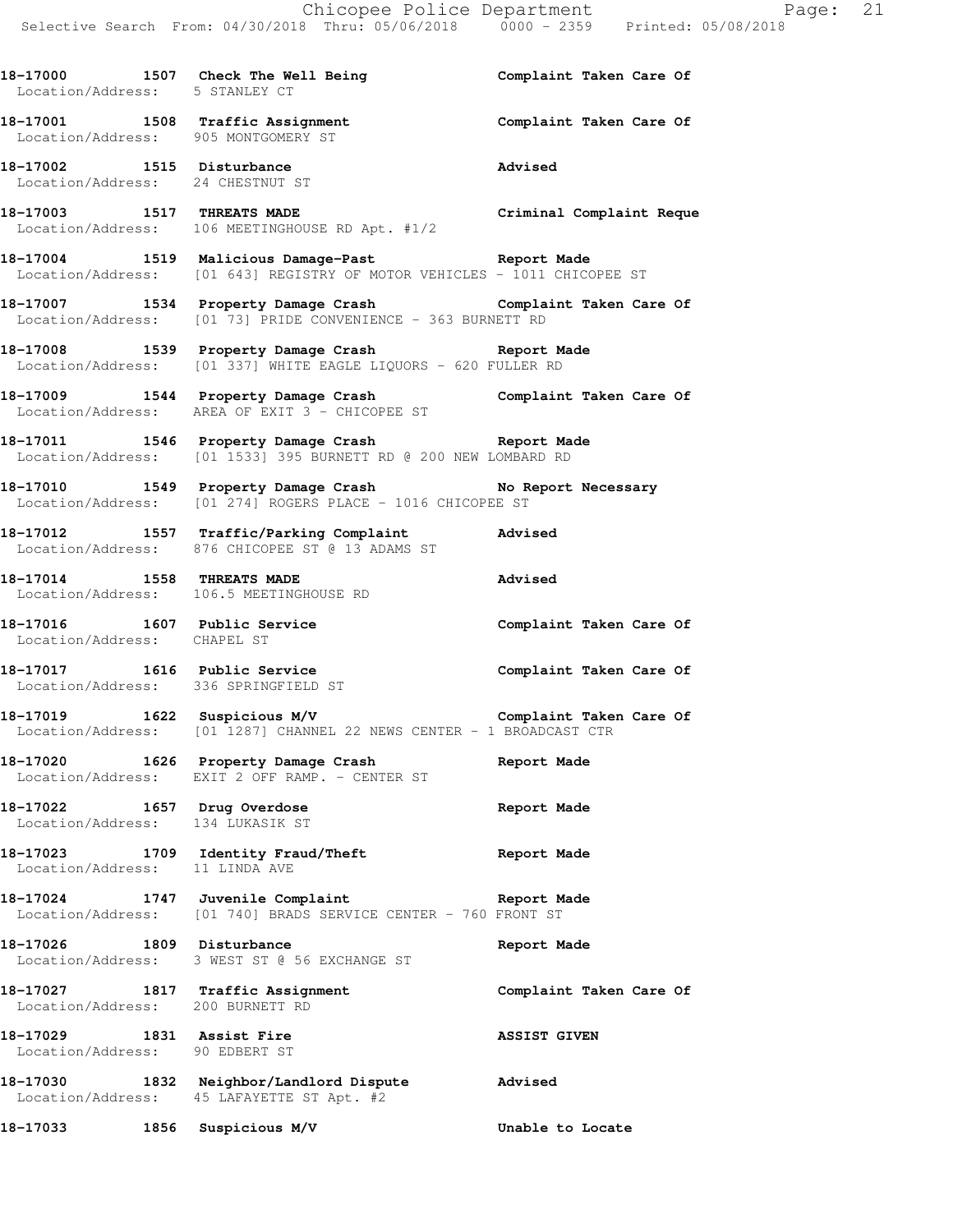**18-17000 1507 Check The Well Being** **Complaint Taken Care Of**
Location/Address: 5 STANLEY CT

**18-17001 1508 Traffic Assignment** **Complaint Taken Care Of**
Location/Address: 905 MONTGOMERY ST

**18-17002 1515 Disturbance** **Advised**
Location/Address: 24 CHESTNUT ST

**18-17003 1517 THREATS MADE** **Criminal Complaint Reque**
Location/Address: 106 MEETINGHOUSE RD Apt. #1/2

**18-17004 1519 Malicious Damage-Past** **Report Made**
Location/Address: [01 643] REGISTRY OF MOTOR VEHICLES - 1011 CHICOPEE ST

**18-17007 1534 Property Damage Crash** **Complaint Taken Care Of**
Location/Address: [01 73] PRIDE CONVENIENCE - 363 BURNETT RD

**18-17008 1539 Property Damage Crash** **Report Made**
Location/Address: [01 337] WHITE EAGLE LIQUORS - 620 FULLER RD

**18-17009 1544 Property Damage Crash** **Complaint Taken Care Of**
Location/Address: AREA OF EXIT 3 - CHICOPEE ST

**18-17011 1546 Property Damage Crash** **Report Made**
Location/Address: [01 1533] 395 BURNETT RD @ 200 NEW LOMBARD RD

**18-17010 1549 Property Damage Crash** **No Report Necessary**
Location/Address: [01 274] ROGERS PLACE - 1016 CHICOPEE ST

**18-17012 1557 Traffic/Parking Complaint** **Advised**
Location/Address: 876 CHICOPEE ST @ 13 ADAMS ST

**18-17014 1558 THREATS MADE** **Advised**
Location/Address: 106.5 MEETINGHOUSE RD

**18-17016 1607 Public Service** **Complaint Taken Care Of**
Location/Address: CHAPEL ST

**18-17017 1616 Public Service** **Complaint Taken Care Of**
Location/Address: 336 SPRINGFIELD ST

**18-17019 1622 Suspicious M/V** **Complaint Taken Care Of**
Location/Address: [01 1287] CHANNEL 22 NEWS CENTER - 1 BROADCAST CTR

**18-17020 1626 Property Damage Crash** **Report Made**
Location/Address: EXIT 2 OFF RAMP. - CENTER ST

**18-17022 1657 Drug Overdose** **Report Made**
Location/Address: 134 LUKASIK ST

**18-17023 1709 Identity Fraud/Theft** **Report Made**
Location/Address: 11 LINDA AVE

**18-17024 1747 Juvenile Complaint** **Report Made**
Location/Address: [01 740] BRADS SERVICE CENTER - 760 FRONT ST

**18-17026 1809 Disturbance** **Report Made**
Location/Address: 3 WEST ST @ 56 EXCHANGE ST

**18-17027 1817 Traffic Assignment** **Complaint Taken Care Of**
Location/Address: 200 BURNETT RD

**18-17029 1831 Assist Fire** **ASSIST GIVEN**
Location/Address: 90 EDBERT ST

**18-17030 1832 Neighbor/Landlord Dispute** **Advised**
Location/Address: 45 LAFAYETTE ST Apt. #2

**18-17033 1856 Suspicious M/V** **Unable to Locate**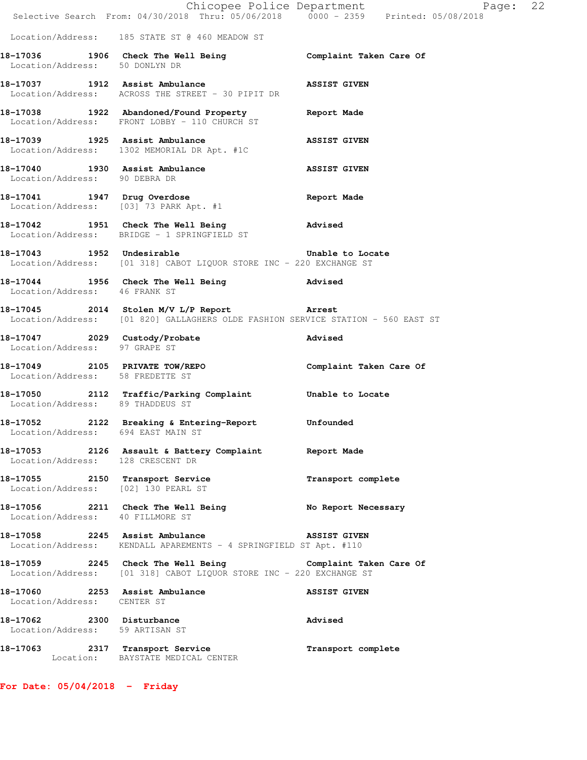Location/Address: 185 STATE ST @ 460 MEADOW ST

**18-17036 1906 Check The Well Being** — **Complaint Taken Care Of**
Location/Address: 50 DONLYN DR

**18-17037 1912 Assist Ambulance** — **ASSIST GIVEN**
Location/Address: ACROSS THE STREET - 30 PIPIT DR

**18-17038 1922 Abandoned/Found Property** — **Report Made**
Location/Address: FRONT LOBBY - 110 CHURCH ST

**18-17039 1925 Assist Ambulance** — **ASSIST GIVEN**
Location/Address: 1302 MEMORIAL DR Apt. #1C

**18-17040 1930 Assist Ambulance** — **ASSIST GIVEN**
Location/Address: 90 DEBRA DR

**18-17041 1947 Drug Overdose** — **Report Made**
Location/Address: [03] 73 PARK Apt. #1

**18-17042 1951 Check The Well Being** — **Advised**
Location/Address: BRIDGE - 1 SPRINGFIELD ST

**18-17043 1952 Undesirable** — **Unable to Locate**
Location/Address: [01 318] CABOT LIQUOR STORE INC - 220 EXCHANGE ST

**18-17044 1956 Check The Well Being** — **Advised**
Location/Address: 46 FRANK ST

**18-17045 2014 Stolen M/V L/P Report** — **Arrest**
Location/Address: [01 820] GALLAGHERS OLDE FASHION SERVICE STATION - 560 EAST ST

**18-17047 2029 Custody/Probate** — **Advised**
Location/Address: 97 GRAPE ST

**18-17049 2105 PRIVATE TOW/REPO** — **Complaint Taken Care Of**
Location/Address: 58 FREDETTE ST

**18-17050 2112 Traffic/Parking Complaint** — **Unable to Locate**
Location/Address: 89 THADDEUS ST

**18-17052 2122 Breaking & Entering-Report** — **Unfounded**
Location/Address: 694 EAST MAIN ST

**18-17053 2126 Assault & Battery Complaint** — **Report Made**
Location/Address: 128 CRESCENT DR

**18-17055 2150 Transport Service** — **Transport complete**
Location/Address: [02] 130 PEARL ST

**18-17056 2211 Check The Well Being** — **No Report Necessary**
Location/Address: 40 FILLMORE ST

**18-17058 2245 Assist Ambulance** — **ASSIST GIVEN**
Location/Address: KENDALL APAREMENTS - 4 SPRINGFIELD ST Apt. #110

**18-17059 2245 Check The Well Being** — **Complaint Taken Care Of**
Location/Address: [01 318] CABOT LIQUOR STORE INC - 220 EXCHANGE ST

**18-17060 2253 Assist Ambulance** — **ASSIST GIVEN**
Location/Address: CENTER ST

**18-17062 2300 Disturbance** — **Advised**
Location/Address: 59 ARTISAN ST

**18-17063 2317 Transport Service** — **Transport complete**
Location: BAYSTATE MEDICAL CENTER

## For Date: 05/04/2018 - Friday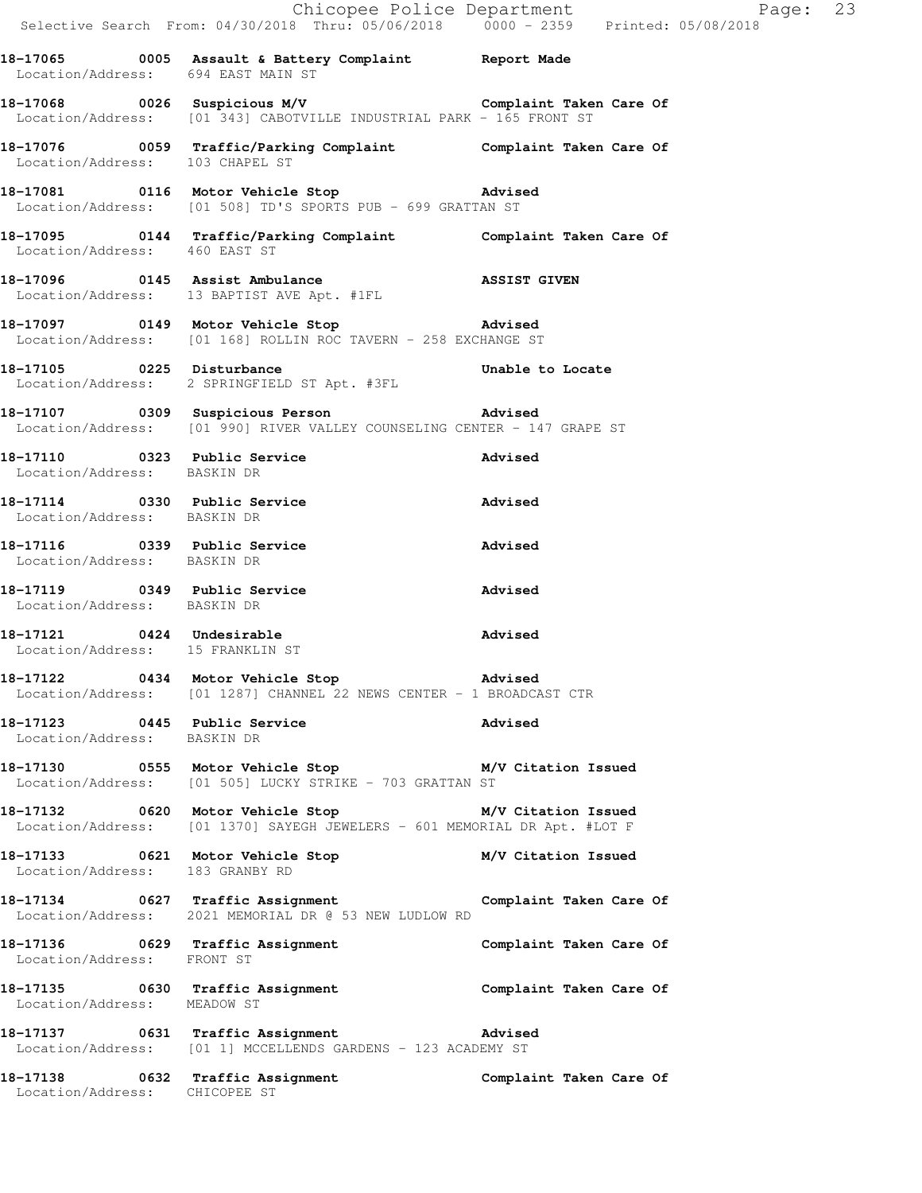**18-17065 0005 Assault & Battery Complaint Report Made**
Location/Address: 694 EAST MAIN ST

**18-17068 0026 Suspicious M/V Complaint Taken Care Of**
Location/Address: [01 343] CABOTVILLE INDUSTRIAL PARK - 165 FRONT ST

**18-17076 0059 Traffic/Parking Complaint Complaint Taken Care Of**
Location/Address: 103 CHAPEL ST

**18-17081 0116 Motor Vehicle Stop Advised**
Location/Address: [01 508] TD'S SPORTS PUB - 699 GRATTAN ST

**18-17095 0144 Traffic/Parking Complaint Complaint Taken Care Of**
Location/Address: 460 EAST ST

**18-17096 0145 Assist Ambulance ASSIST GIVEN**
Location/Address: 13 BAPTIST AVE Apt. #1FL

**18-17097 0149 Motor Vehicle Stop Advised**
Location/Address: [01 168] ROLLIN ROC TAVERN - 258 EXCHANGE ST

**18-17105 0225 Disturbance Unable to Locate**
Location/Address: 2 SPRINGFIELD ST Apt. #3FL

**18-17107 0309 Suspicious Person Advised**
Location/Address: [01 990] RIVER VALLEY COUNSELING CENTER - 147 GRAPE ST

**18-17110 0323 Public Service Advised**
Location/Address: BASKIN DR

**18-17114 0330 Public Service Advised**
Location/Address: BASKIN DR

**18-17116 0339 Public Service Advised**
Location/Address: BASKIN DR

**18-17119 0349 Public Service Advised**
Location/Address: BASKIN DR

**18-17121 0424 Undesirable Advised**
Location/Address: 15 FRANKLIN ST

**18-17122 0434 Motor Vehicle Stop Advised**
Location/Address: [01 1287] CHANNEL 22 NEWS CENTER - 1 BROADCAST CTR

**18-17123 0445 Public Service Advised**
Location/Address: BASKIN DR

**18-17130 0555 Motor Vehicle Stop M/V Citation Issued**
Location/Address: [01 505] LUCKY STRIKE - 703 GRATTAN ST

**18-17132 0620 Motor Vehicle Stop M/V Citation Issued**
Location/Address: [01 1370] SAYEGH JEWELERS - 601 MEMORIAL DR Apt. #LOT F

**18-17133 0621 Motor Vehicle Stop M/V Citation Issued**
Location/Address: 183 GRANBY RD

**18-17134 0627 Traffic Assignment Complaint Taken Care Of**
Location/Address: 2021 MEMORIAL DR @ 53 NEW LUDLOW RD

**18-17136 0629 Traffic Assignment Complaint Taken Care Of**
Location/Address: FRONT ST

**18-17135 0630 Traffic Assignment Complaint Taken Care Of**
Location/Address: MEADOW ST

**18-17137 0631 Traffic Assignment Advised**
Location/Address: [01 1] MCCELLENDS GARDENS - 123 ACADEMY ST

**18-17138 0632 Traffic Assignment Complaint Taken Care Of**
Location/Address: CHICOPEE ST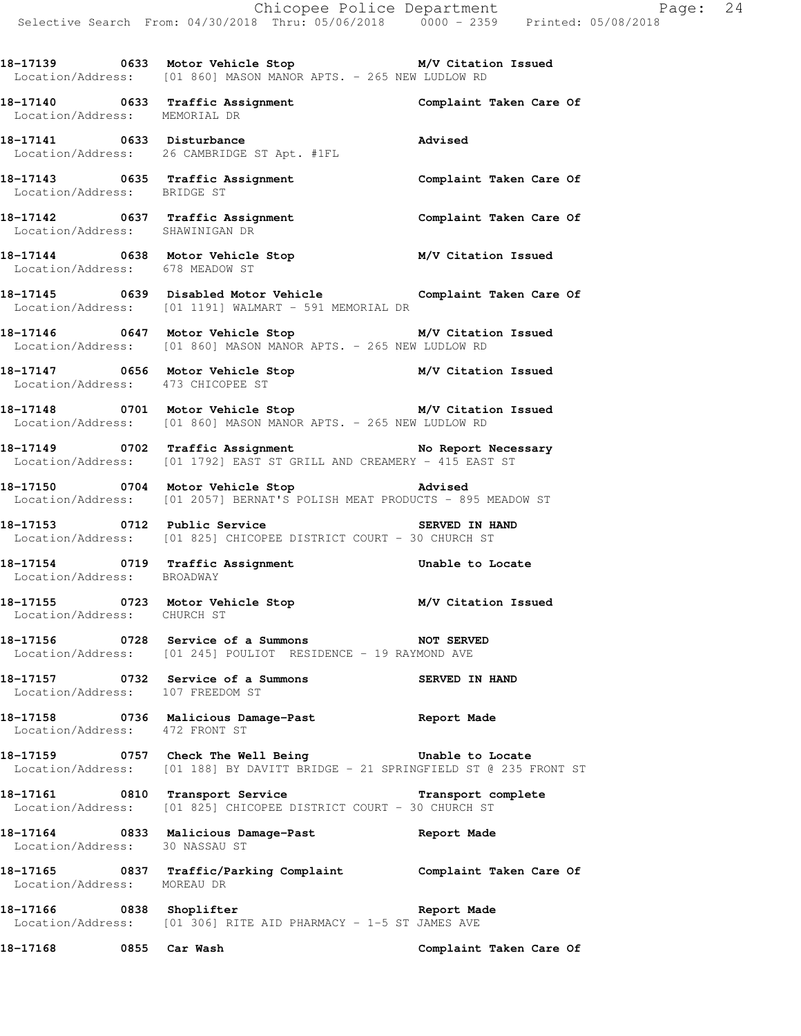**18-17139 0633 Motor Vehicle Stop M/V Citation Issued**
Location/Address: [01 860] MASON MANOR APTS. - 265 NEW LUDLOW RD

**18-17140 0633 Traffic Assignment Complaint Taken Care Of**
Location/Address: MEMORIAL DR

**18-17141 0633 Disturbance Advised**
Location/Address: 26 CAMBRIDGE ST Apt. #1FL

**18-17143 0635 Traffic Assignment Complaint Taken Care Of**
Location/Address: BRIDGE ST

**18-17142 0637 Traffic Assignment Complaint Taken Care Of**
Location/Address: SHAWINIGAN DR

**18-17144 0638 Motor Vehicle Stop M/V Citation Issued**
Location/Address: 678 MEADOW ST

**18-17145 0639 Disabled Motor Vehicle Complaint Taken Care Of**
Location/Address: [01 1191] WALMART - 591 MEMORIAL DR

**18-17146 0647 Motor Vehicle Stop M/V Citation Issued**
Location/Address: [01 860] MASON MANOR APTS. - 265 NEW LUDLOW RD

**18-17147 0656 Motor Vehicle Stop M/V Citation Issued**
Location/Address: 473 CHICOPEE ST

**18-17148 0701 Motor Vehicle Stop M/V Citation Issued**
Location/Address: [01 860] MASON MANOR APTS. - 265 NEW LUDLOW RD

**18-17149 0702 Traffic Assignment No Report Necessary**
Location/Address: [01 1792] EAST ST GRILL AND CREAMERY - 415 EAST ST

**18-17150 0704 Motor Vehicle Stop Advised**
Location/Address: [01 2057] BERNAT'S POLISH MEAT PRODUCTS - 895 MEADOW ST

**18-17153 0712 Public Service SERVED IN HAND**
Location/Address: [01 825] CHICOPEE DISTRICT COURT - 30 CHURCH ST

**18-17154 0719 Traffic Assignment Unable to Locate**
Location/Address: BROADWAY

**18-17155 0723 Motor Vehicle Stop M/V Citation Issued**
Location/Address: CHURCH ST

**18-17156 0728 Service of a Summons NOT SERVED**
Location/Address: [01 245] POULIOT RESIDENCE - 19 RAYMOND AVE

**18-17157 0732 Service of a Summons SERVED IN HAND**
Location/Address: 107 FREEDOM ST

**18-17158 0736 Malicious Damage-Past Report Made**
Location/Address: 472 FRONT ST

**18-17159 0757 Check The Well Being Unable to Locate**
Location/Address: [01 188] BY DAVITT BRIDGE - 21 SPRINGFIELD ST @ 235 FRONT ST

**18-17161 0810 Transport Service Transport complete**
Location/Address: [01 825] CHICOPEE DISTRICT COURT - 30 CHURCH ST

**18-17164 0833 Malicious Damage-Past Report Made**
Location/Address: 30 NASSAU ST

**18-17165 0837 Traffic/Parking Complaint Complaint Taken Care Of**
Location/Address: MOREAU DR

**18-17166 0838 Shoplifter Report Made**
Location/Address: [01 306] RITE AID PHARMACY - 1-5 ST JAMES AVE

**18-17168 0855 Car Wash Complaint Taken Care Of**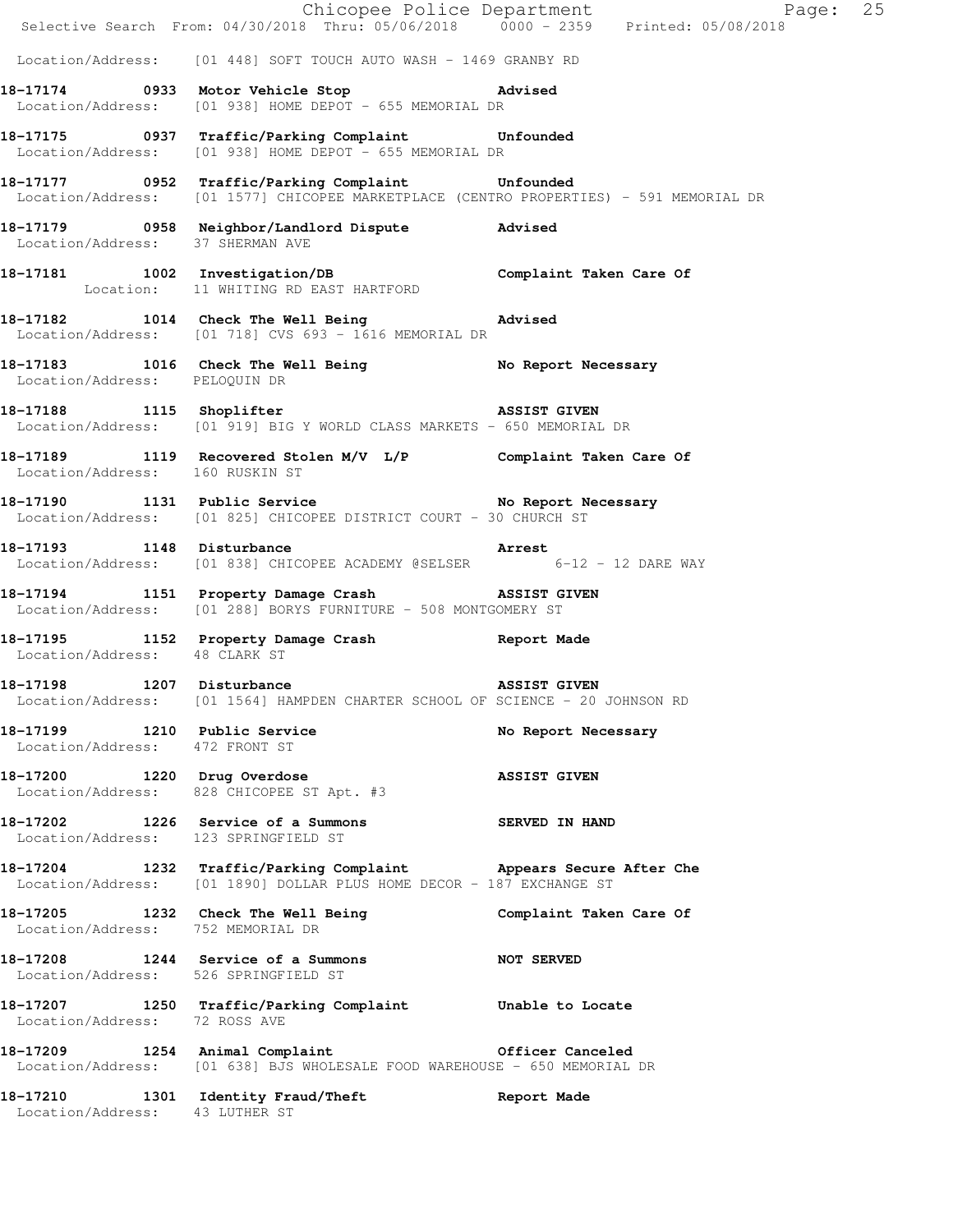Location/Address: [01 448] SOFT TOUCH AUTO WASH - 1469 GRANBY RD

**18-17174 0933 Motor Vehicle Stop** — Advised
Location/Address: [01 938] HOME DEPOT - 655 MEMORIAL DR

**18-17175 0937 Traffic/Parking Complaint** — Unfounded
Location/Address: [01 938] HOME DEPOT - 655 MEMORIAL DR

**18-17177 0952 Traffic/Parking Complaint** — Unfounded
Location/Address: [01 1577] CHICOPEE MARKETPLACE (CENTRO PROPERTIES) - 591 MEMORIAL DR

**18-17179 0958 Neighbor/Landlord Dispute** — Advised
Location/Address: 37 SHERMAN AVE

**18-17181 1002 Investigation/DB** — Complaint Taken Care Of
Location: 11 WHITING RD EAST HARTFORD

**18-17182 1014 Check The Well Being** — Advised
Location/Address: [01 718] CVS 693 - 1616 MEMORIAL DR

**18-17183 1016 Check The Well Being** — No Report Necessary
Location/Address: PELOQUIN DR

**18-17188 1115 Shoplifter** — ASSIST GIVEN
Location/Address: [01 919] BIG Y WORLD CLASS MARKETS - 650 MEMORIAL DR

**18-17189 1119 Recovered Stolen M/V L/P** — Complaint Taken Care Of
Location/Address: 160 RUSKIN ST

**18-17190 1131 Public Service** — No Report Necessary
Location/Address: [01 825] CHICOPEE DISTRICT COURT - 30 CHURCH ST

**18-17193 1148 Disturbance** — Arrest
Location/Address: [01 838] CHICOPEE ACADEMY @SELSER 6-12 - 12 DARE WAY

**18-17194 1151 Property Damage Crash** — ASSIST GIVEN
Location/Address: [01 288] BORYS FURNITURE - 508 MONTGOMERY ST

**18-17195 1152 Property Damage Crash** — Report Made
Location/Address: 48 CLARK ST

**18-17198 1207 Disturbance** — ASSIST GIVEN
Location/Address: [01 1564] HAMPDEN CHARTER SCHOOL OF SCIENCE - 20 JOHNSON RD

**18-17199 1210 Public Service** — No Report Necessary
Location/Address: 472 FRONT ST

**18-17200 1220 Drug Overdose** — ASSIST GIVEN
Location/Address: 828 CHICOPEE ST Apt. #3

**18-17202 1226 Service of a Summons** — SERVED IN HAND
Location/Address: 123 SPRINGFIELD ST

**18-17204 1232 Traffic/Parking Complaint** — Appears Secure After Che
Location/Address: [01 1890] DOLLAR PLUS HOME DECOR - 187 EXCHANGE ST

**18-17205 1232 Check The Well Being** — Complaint Taken Care Of
Location/Address: 752 MEMORIAL DR

**18-17208 1244 Service of a Summons** — NOT SERVED
Location/Address: 526 SPRINGFIELD ST

**18-17207 1250 Traffic/Parking Complaint** — Unable to Locate
Location/Address: 72 ROSS AVE

**18-17209 1254 Animal Complaint** — Officer Canceled
Location/Address: [01 638] BJS WHOLESALE FOOD WAREHOUSE - 650 MEMORIAL DR

**18-17210 1301 Identity Fraud/Theft** — Report Made
Location/Address: 43 LUTHER ST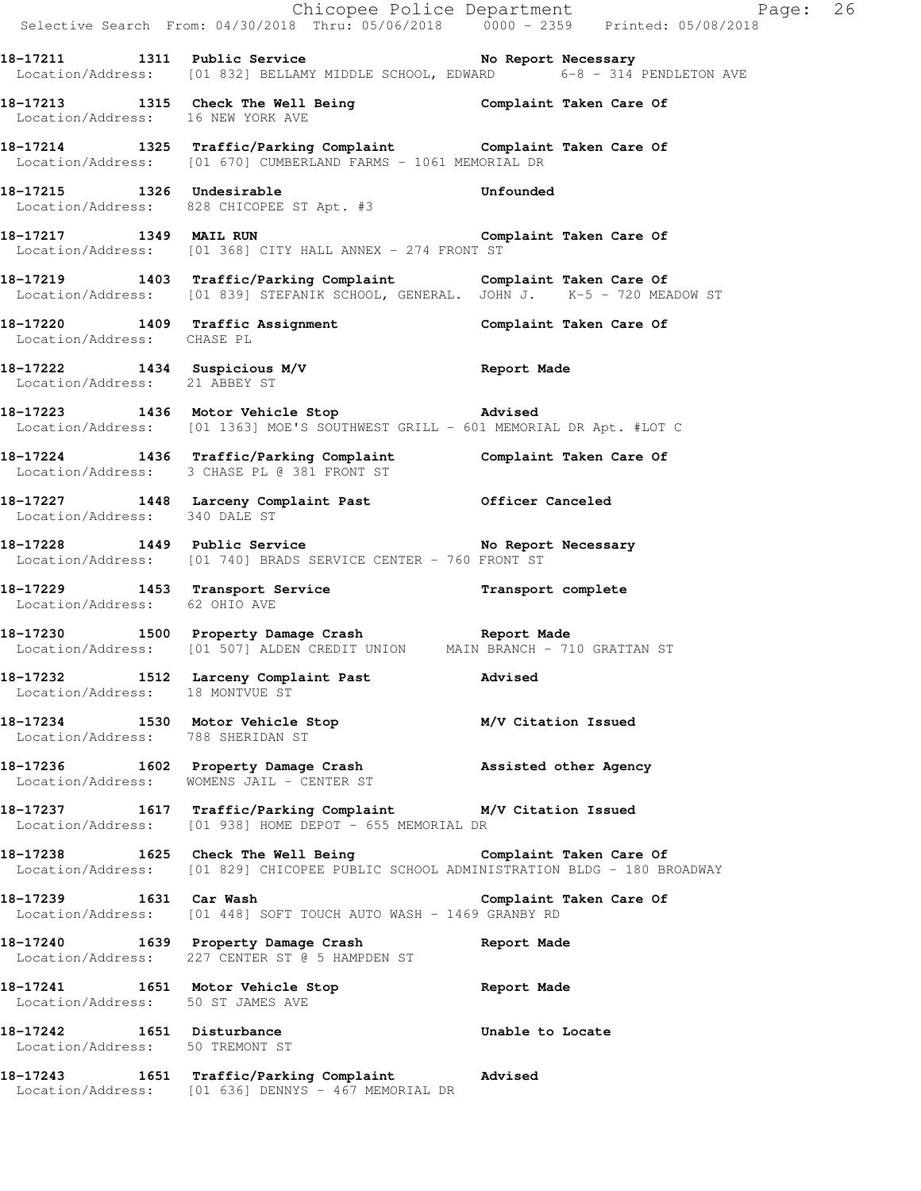18-17211 1311 Public Service No Report Necessary
Location/Address: [01 832] BELLAMY MIDDLE SCHOOL, EDWARD 6-8 - 314 PENDLETON AVE

18-17213 1315 Check The Well Being Complaint Taken Care Of
Location/Address: 16 NEW YORK AVE

18-17214 1325 Traffic/Parking Complaint Complaint Taken Care Of
Location/Address: [01 670] CUMBERLAND FARMS - 1061 MEMORIAL DR

18-17215 1326 Undesirable Unfounded
Location/Address: 828 CHICOPEE ST Apt. #3

18-17217 1349 MAIL RUN Complaint Taken Care Of
Location/Address: [01 368] CITY HALL ANNEX - 274 FRONT ST

18-17219 1403 Traffic/Parking Complaint Complaint Taken Care Of
Location/Address: [01 839] STEFANIK SCHOOL, GENERAL. JOHN J. K-5 - 720 MEADOW ST

18-17220 1409 Traffic Assignment Complaint Taken Care Of
Location/Address: CHASE PL

18-17222 1434 Suspicious M/V Report Made
Location/Address: 21 ABBEY ST

18-17223 1436 Motor Vehicle Stop Advised
Location/Address: [01 1363] MOE'S SOUTHWEST GRILL - 601 MEMORIAL DR Apt. #LOT C

18-17224 1436 Traffic/Parking Complaint Complaint Taken Care Of
Location/Address: 3 CHASE PL @ 381 FRONT ST

18-17227 1448 Larceny Complaint Past Officer Canceled
Location/Address: 340 DALE ST

18-17228 1449 Public Service No Report Necessary
Location/Address: [01 740] BRADS SERVICE CENTER - 760 FRONT ST

18-17229 1453 Transport Service Transport complete
Location/Address: 62 OHIO AVE

18-17230 1500 Property Damage Crash Report Made
Location/Address: [01 507] ALDEN CREDIT UNION MAIN BRANCH - 710 GRATTAN ST

18-17232 1512 Larceny Complaint Past Advised
Location/Address: 18 MONTVUE ST

18-17234 1530 Motor Vehicle Stop M/V Citation Issued
Location/Address: 788 SHERIDAN ST

18-17236 1602 Property Damage Crash Assisted other Agency
Location/Address: WOMENS JAIL - CENTER ST

18-17237 1617 Traffic/Parking Complaint M/V Citation Issued
Location/Address: [01 938] HOME DEPOT - 655 MEMORIAL DR

18-17238 1625 Check The Well Being Complaint Taken Care Of
Location/Address: [01 829] CHICOPEE PUBLIC SCHOOL ADMINISTRATION BLDG - 180 BROADWAY

18-17239 1631 Car Wash Complaint Taken Care Of
Location/Address: [01 448] SOFT TOUCH AUTO WASH - 1469 GRANBY RD

18-17240 1639 Property Damage Crash Report Made
Location/Address: 227 CENTER ST @ 5 HAMPDEN ST

18-17241 1651 Motor Vehicle Stop Report Made
Location/Address: 50 ST JAMES AVE

18-17242 1651 Disturbance Unable to Locate
Location/Address: 50 TREMONT ST

18-17243 1651 Traffic/Parking Complaint Advised
Location/Address: [01 636] DENNYS - 467 MEMORIAL DR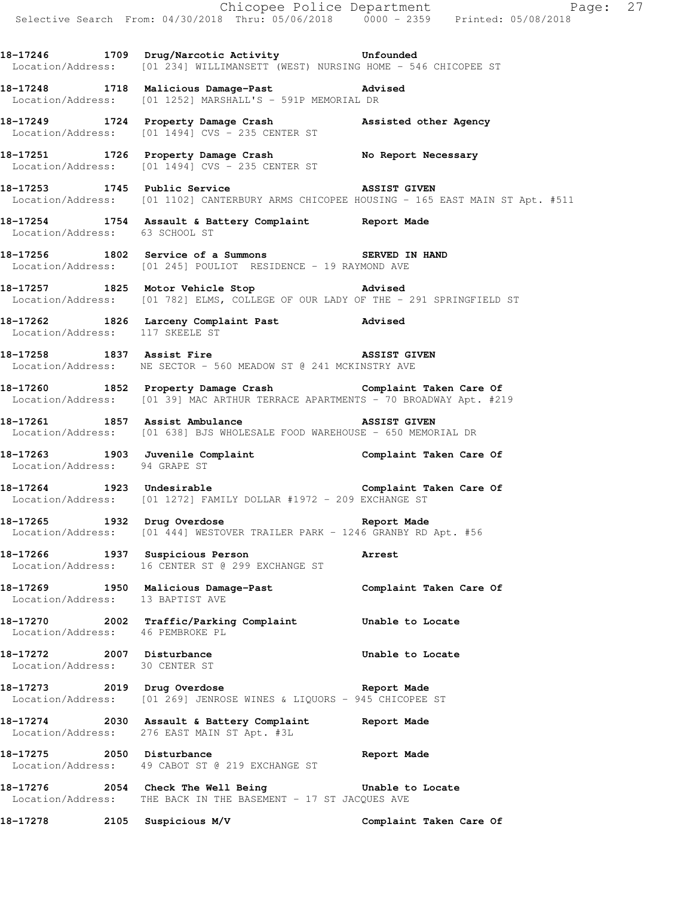18-17246 1709 Drug/Narcotic Activity Unfounded
Location/Address: [01 234] WILLIMANSETT (WEST) NURSING HOME - 546 CHICOPEE ST

18-17248 1718 Malicious Damage-Past Advised
Location/Address: [01 1252] MARSHALL'S - 591P MEMORIAL DR

18-17249 1724 Property Damage Crash Assisted other Agency
Location/Address: [01 1494] CVS - 235 CENTER ST

18-17251 1726 Property Damage Crash No Report Necessary
Location/Address: [01 1494] CVS - 235 CENTER ST

18-17253 1745 Public Service ASSIST GIVEN
Location/Address: [01 1102] CANTERBURY ARMS CHICOPEE HOUSING - 165 EAST MAIN ST Apt. #511

18-17254 1754 Assault & Battery Complaint Report Made
Location/Address: 63 SCHOOL ST

18-17256 1802 Service of a Summons SERVED IN HAND
Location/Address: [01 245] POULIOT RESIDENCE - 19 RAYMOND AVE

18-17257 1825 Motor Vehicle Stop Advised
Location/Address: [01 782] ELMS, COLLEGE OF OUR LADY OF THE - 291 SPRINGFIELD ST

18-17262 1826 Larceny Complaint Past Advised
Location/Address: 117 SKEELE ST

18-17258 1837 Assist Fire ASSIST GIVEN
Location/Address: NE SECTOR - 560 MEADOW ST @ 241 MCKINSTRY AVE

18-17260 1852 Property Damage Crash Complaint Taken Care Of
Location/Address: [01 39] MAC ARTHUR TERRACE APARTMENTS - 70 BROADWAY Apt. #219

18-17261 1857 Assist Ambulance ASSIST GIVEN
Location/Address: [01 638] BJS WHOLESALE FOOD WAREHOUSE - 650 MEMORIAL DR

18-17263 1903 Juvenile Complaint Complaint Taken Care Of
Location/Address: 94 GRAPE ST

18-17264 1923 Undesirable Complaint Taken Care Of
Location/Address: [01 1272] FAMILY DOLLAR #1972 - 209 EXCHANGE ST

18-17265 1932 Drug Overdose Report Made
Location/Address: [01 444] WESTOVER TRAILER PARK - 1246 GRANBY RD Apt. #56

18-17266 1937 Suspicious Person Arrest
Location/Address: 16 CENTER ST @ 299 EXCHANGE ST

18-17269 1950 Malicious Damage-Past Complaint Taken Care Of
Location/Address: 13 BAPTIST AVE

18-17270 2002 Traffic/Parking Complaint Unable to Locate
Location/Address: 46 PEMBROKE PL

18-17272 2007 Disturbance Unable to Locate
Location/Address: 30 CENTER ST

18-17273 2019 Drug Overdose Report Made
Location/Address: [01 269] JENROSE WINES & LIQUORS - 945 CHICOPEE ST

18-17274 2030 Assault & Battery Complaint Report Made
Location/Address: 276 EAST MAIN ST Apt. #3L

18-17275 2050 Disturbance Report Made
Location/Address: 49 CABOT ST @ 219 EXCHANGE ST

18-17276 2054 Check The Well Being Unable to Locate
Location/Address: THE BACK IN THE BASEMENT - 17 ST JACQUES AVE

18-17278 2105 Suspicious M/V Complaint Taken Care Of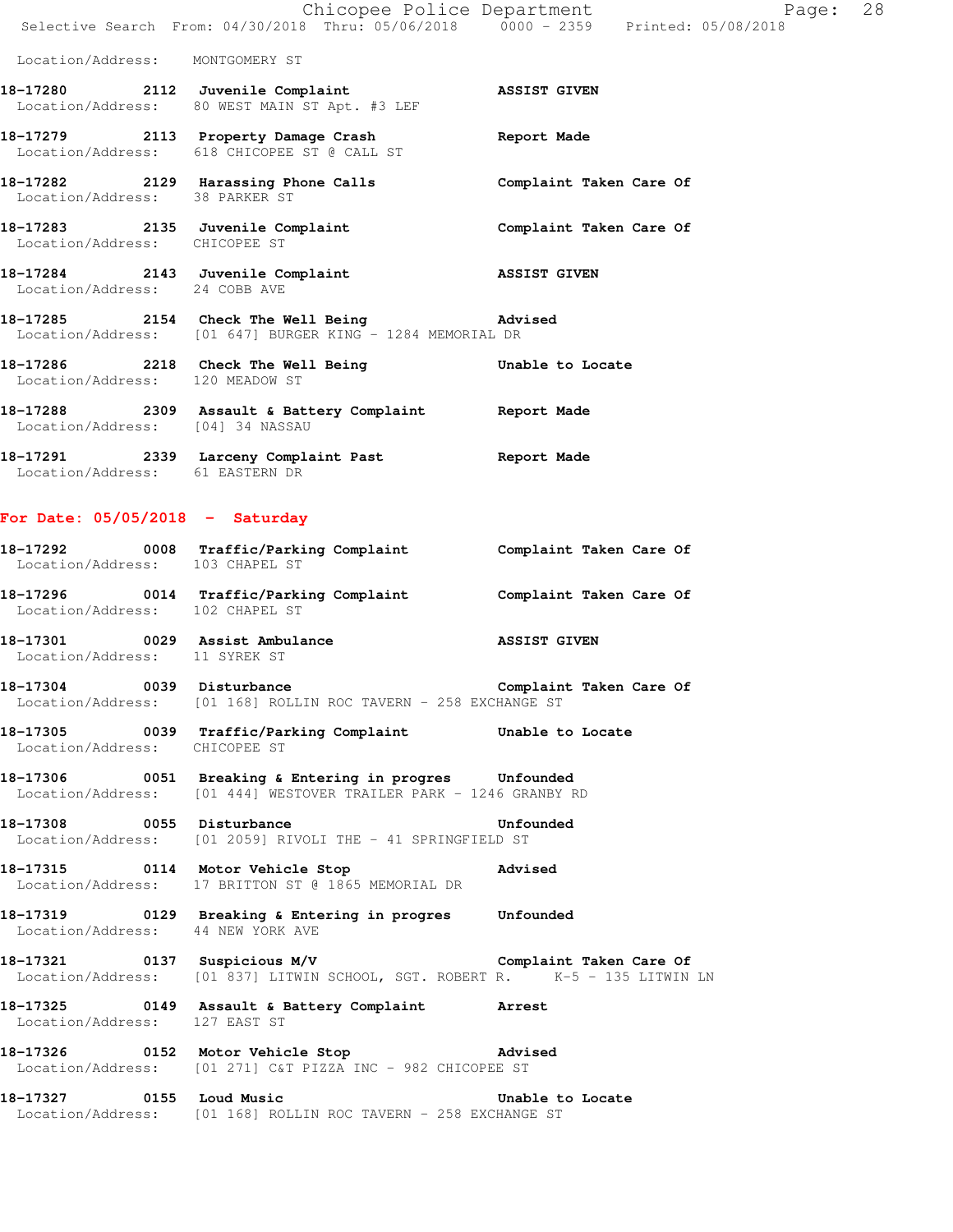Location/Address: MONTGOMERY ST

**18-17280 2112 Juvenile Complaint ASSIST GIVEN**
Location/Address: 80 WEST MAIN ST Apt. #3 LEF

**18-17279 2113 Property Damage Crash Report Made**
Location/Address: 618 CHICOPEE ST @ CALL ST

**18-17282 2129 Harassing Phone Calls Complaint Taken Care Of**
Location/Address: 38 PARKER ST

**18-17283 2135 Juvenile Complaint Complaint Taken Care Of**
Location/Address: CHICOPEE ST

**18-17284 2143 Juvenile Complaint ASSIST GIVEN**
Location/Address: 24 COBB AVE

**18-17285 2154 Check The Well Being Advised**
Location/Address: [01 647] BURGER KING - 1284 MEMORIAL DR

**18-17286 2218 Check The Well Being Unable to Locate**
Location/Address: 120 MEADOW ST

**18-17288 2309 Assault & Battery Complaint Report Made**
Location/Address: [04] 34 NASSAU

**18-17291 2339 Larceny Complaint Past Report Made**
Location/Address: 61 EASTERN DR

## For Date: 05/05/2018 - Saturday

**18-17292 0008 Traffic/Parking Complaint Complaint Taken Care Of**
Location/Address: 103 CHAPEL ST

**18-17296 0014 Traffic/Parking Complaint Complaint Taken Care Of**
Location/Address: 102 CHAPEL ST

**18-17301 0029 Assist Ambulance ASSIST GIVEN**
Location/Address: 11 SYREK ST

**18-17304 0039 Disturbance Complaint Taken Care Of**
Location/Address: [01 168] ROLLIN ROC TAVERN - 258 EXCHANGE ST

**18-17305 0039 Traffic/Parking Complaint Unable to Locate**
Location/Address: CHICOPEE ST

**18-17306 0051 Breaking & Entering in progres Unfounded**
Location/Address: [01 444] WESTOVER TRAILER PARK - 1246 GRANBY RD

**18-17308 0055 Disturbance Unfounded**
Location/Address: [01 2059] RIVOLI THE - 41 SPRINGFIELD ST

**18-17315 0114 Motor Vehicle Stop Advised**
Location/Address: 17 BRITTON ST @ 1865 MEMORIAL DR

**18-17319 0129 Breaking & Entering in progres Unfounded**
Location/Address: 44 NEW YORK AVE

**18-17321 0137 Suspicious M/V Complaint Taken Care Of**
Location/Address: [01 837] LITWIN SCHOOL, SGT. ROBERT R. K-5 - 135 LITWIN LN

**18-17325 0149 Assault & Battery Complaint Arrest**
Location/Address: 127 EAST ST

**18-17326 0152 Motor Vehicle Stop Advised**
Location/Address: [01 271] C&T PIZZA INC - 982 CHICOPEE ST

**18-17327 0155 Loud Music Unable to Locate**
Location/Address: [01 168] ROLLIN ROC TAVERN - 258 EXCHANGE ST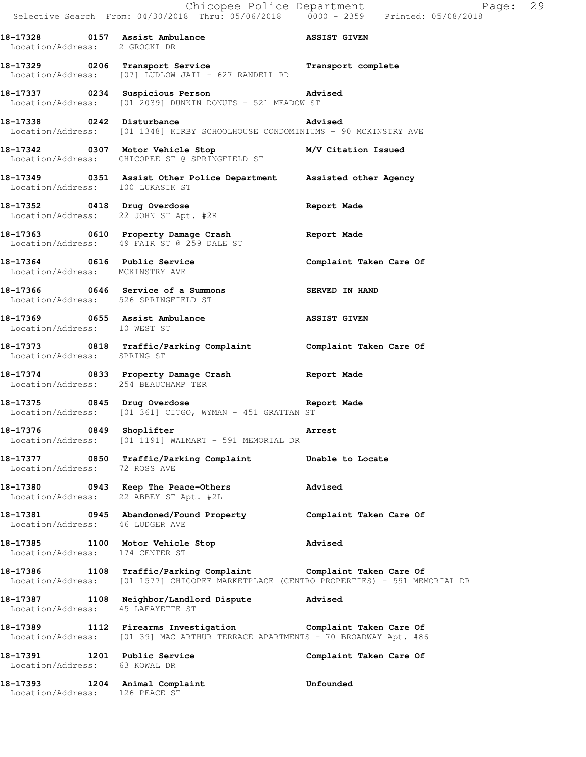18-17328 0157 Assist Ambulance ASSIST GIVEN
Location/Address: 2 GROCKI DR

18-17329 0206 Transport Service Transport complete
Location/Address: [07] LUDLOW JAIL - 627 RANDELL RD

18-17337 0234 Suspicious Person Advised
Location/Address: [01 2039] DUNKIN DONUTS - 521 MEADOW ST

18-17338 0242 Disturbance Advised
Location/Address: [01 1348] KIRBY SCHOOLHOUSE CONDOMINIUMS - 90 MCKINSTRY AVE

18-17342 0307 Motor Vehicle Stop M/V Citation Issued
Location/Address: CHICOPEE ST @ SPRINGFIELD ST

18-17349 0351 Assist Other Police Department Assisted other Agency
Location/Address: 100 LUKASIK ST

18-17352 0418 Drug Overdose Report Made
Location/Address: 22 JOHN ST Apt. #2R

18-17363 0610 Property Damage Crash Report Made
Location/Address: 49 FAIR ST @ 259 DALE ST

18-17364 0616 Public Service Complaint Taken Care Of
Location/Address: MCKINSTRY AVE

18-17366 0646 Service of a Summons SERVED IN HAND
Location/Address: 526 SPRINGFIELD ST

18-17369 0655 Assist Ambulance ASSIST GIVEN
Location/Address: 10 WEST ST

18-17373 0818 Traffic/Parking Complaint Complaint Taken Care Of
Location/Address: SPRING ST

18-17374 0833 Property Damage Crash Report Made
Location/Address: 254 BEAUCHAMP TER

18-17375 0845 Drug Overdose Report Made
Location/Address: [01 361] CITGO, WYMAN - 451 GRATTAN ST

18-17376 0849 Shoplifter Arrest
Location/Address: [01 1191] WALMART - 591 MEMORIAL DR

18-17377 0850 Traffic/Parking Complaint Unable to Locate
Location/Address: 72 ROSS AVE

18-17380 0943 Keep The Peace-Others Advised
Location/Address: 22 ABBEY ST Apt. #2L

18-17381 0945 Abandoned/Found Property Complaint Taken Care Of
Location/Address: 46 LUDGER AVE

18-17385 1100 Motor Vehicle Stop Advised
Location/Address: 174 CENTER ST

18-17386 1108 Traffic/Parking Complaint Complaint Taken Care Of
Location/Address: [01 1577] CHICOPEE MARKETPLACE (CENTRO PROPERTIES) - 591 MEMORIAL DR

18-17387 1108 Neighbor/Landlord Dispute Advised
Location/Address: 45 LAFAYETTE ST

18-17389 1112 Firearms Investigation Complaint Taken Care Of
Location/Address: [01 39] MAC ARTHUR TERRACE APARTMENTS - 70 BROADWAY Apt. #86

18-17391 1201 Public Service Complaint Taken Care Of
Location/Address: 63 KOWAL DR

18-17393 1204 Animal Complaint Unfounded
Location/Address: 126 PEACE ST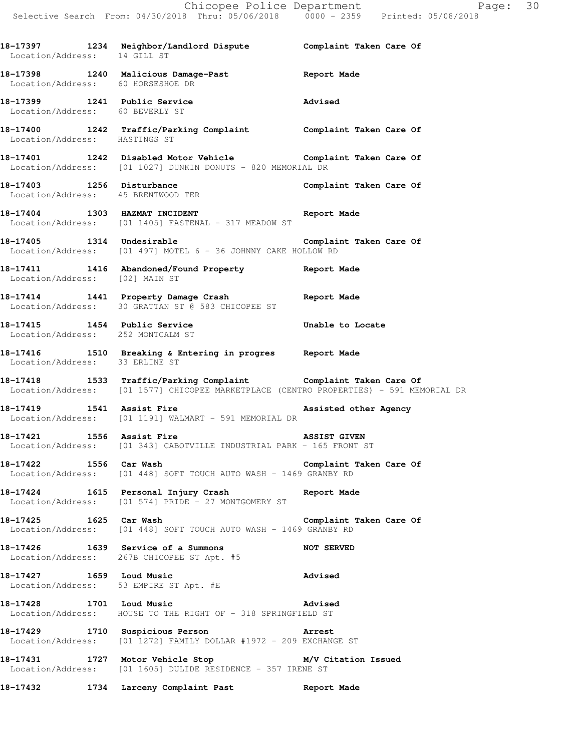**18-17397 1234 Neighbor/Landlord Dispute Complaint Taken Care Of**
Location/Address: 14 GILL ST

**18-17398 1240 Malicious Damage-Past Report Made**
Location/Address: 60 HORSESHOE DR

**18-17399 1241 Public Service Advised**
Location/Address: 60 BEVERLY ST

**18-17400 1242 Traffic/Parking Complaint Complaint Taken Care Of**
Location/Address: HASTINGS ST

**18-17401 1242 Disabled Motor Vehicle Complaint Taken Care Of**
Location/Address: [01 1027] DUNKIN DONUTS - 820 MEMORIAL DR

**18-17403 1256 Disturbance Complaint Taken Care Of**
Location/Address: 45 BRENTWOOD TER

**18-17404 1303 HAZMAT INCIDENT Report Made**
Location/Address: [01 1405] FASTENAL - 317 MEADOW ST

**18-17405 1314 Undesirable Complaint Taken Care Of**
Location/Address: [01 497] MOTEL 6 - 36 JOHNNY CAKE HOLLOW RD

**18-17411 1416 Abandoned/Found Property Report Made**
Location/Address: [02] MAIN ST

**18-17414 1441 Property Damage Crash Report Made**
Location/Address: 30 GRATTAN ST @ 583 CHICOPEE ST

**18-17415 1454 Public Service Unable to Locate**
Location/Address: 252 MONTCALM ST

**18-17416 1510 Breaking & Entering in progres Report Made**
Location/Address: 33 ERLINE ST

**18-17418 1533 Traffic/Parking Complaint Complaint Taken Care Of**
Location/Address: [01 1577] CHICOPEE MARKETPLACE (CENTRO PROPERTIES) - 591 MEMORIAL DR

**18-17419 1541 Assist Fire Assisted other Agency**
Location/Address: [01 1191] WALMART - 591 MEMORIAL DR

**18-17421 1556 Assist Fire ASSIST GIVEN**
Location/Address: [01 343] CABOTVILLE INDUSTRIAL PARK - 165 FRONT ST

**18-17422 1556 Car Wash Complaint Taken Care Of**
Location/Address: [01 448] SOFT TOUCH AUTO WASH - 1469 GRANBY RD

**18-17424 1615 Personal Injury Crash Report Made**
Location/Address: [01 574] PRIDE - 27 MONTGOMERY ST

**18-17425 1625 Car Wash Complaint Taken Care Of**
Location/Address: [01 448] SOFT TOUCH AUTO WASH - 1469 GRANBY RD

**18-17426 1639 Service of a Summons NOT SERVED**
Location/Address: 267B CHICOPEE ST Apt. #5

**18-17427 1659 Loud Music Advised**
Location/Address: 53 EMPIRE ST Apt. #E

**18-17428 1701 Loud Music Advised**
Location/Address: HOUSE TO THE RIGHT OF - 318 SPRINGFIELD ST

**18-17429 1710 Suspicious Person Arrest**
Location/Address: [01 1272] FAMILY DOLLAR #1972 - 209 EXCHANGE ST

**18-17431 1727 Motor Vehicle Stop M/V Citation Issued**
Location/Address: [01 1605] DULIDE RESIDENCE - 357 IRENE ST

**18-17432 1734 Larceny Complaint Past Report Made**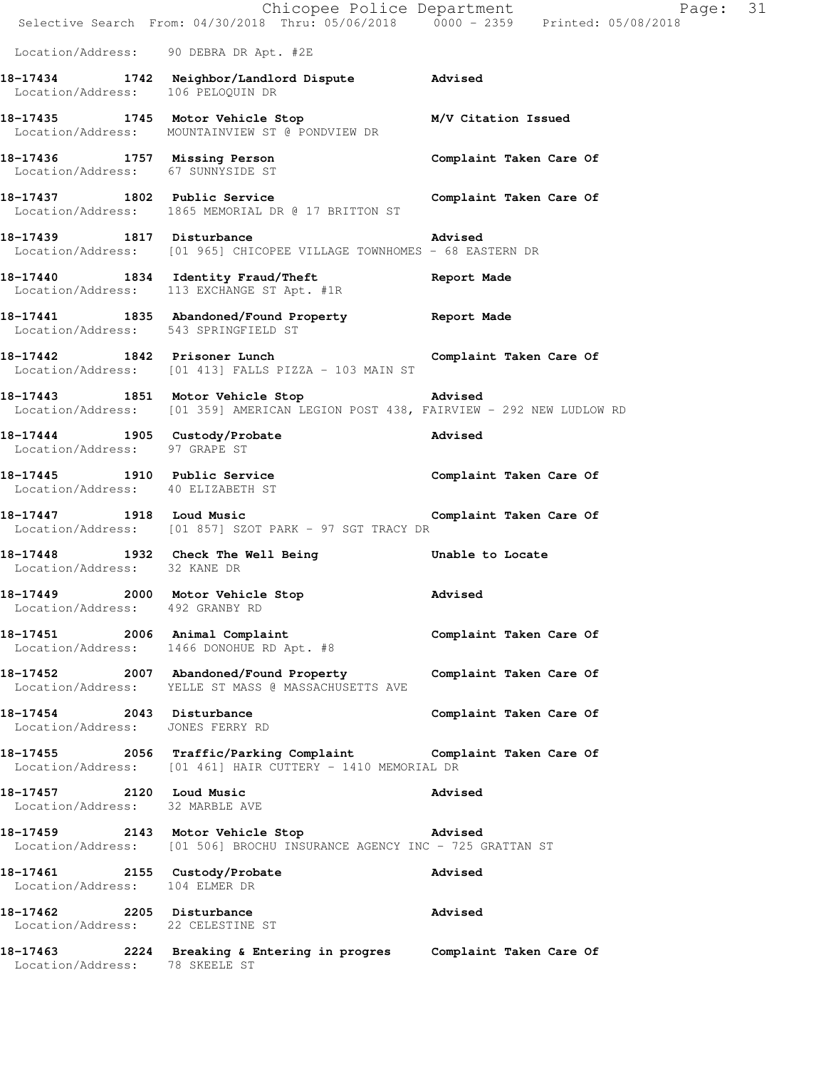Location/Address: 90 DEBRA DR Apt. #2E

**18-17434 1742 Neighbor/Landlord Dispute** **Advised**
Location/Address: 106 PELOQUIN DR

**18-17435 1745 Motor Vehicle Stop** **M/V Citation Issued**
Location/Address: MOUNTAINVIEW ST @ PONDVIEW DR

**18-17436 1757 Missing Person** **Complaint Taken Care Of**
Location/Address: 67 SUNNYSIDE ST

**18-17437 1802 Public Service** **Complaint Taken Care Of**
Location/Address: 1865 MEMORIAL DR @ 17 BRITTON ST

**18-17439 1817 Disturbance** **Advised**
Location/Address: [01 965] CHICOPEE VILLAGE TOWNHOMES - 68 EASTERN DR

**18-17440 1834 Identity Fraud/Theft** **Report Made**
Location/Address: 113 EXCHANGE ST Apt. #1R

**18-17441 1835 Abandoned/Found Property** **Report Made**
Location/Address: 543 SPRINGFIELD ST

**18-17442 1842 Prisoner Lunch** **Complaint Taken Care Of**
Location/Address: [01 413] FALLS PIZZA - 103 MAIN ST

**18-17443 1851 Motor Vehicle Stop** **Advised**
Location/Address: [01 359] AMERICAN LEGION POST 438, FAIRVIEW - 292 NEW LUDLOW RD

**18-17444 1905 Custody/Probate** **Advised**
Location/Address: 97 GRAPE ST

**18-17445 1910 Public Service** **Complaint Taken Care Of**
Location/Address: 40 ELIZABETH ST

**18-17447 1918 Loud Music** **Complaint Taken Care Of**
Location/Address: [01 857] SZOT PARK - 97 SGT TRACY DR

**18-17448 1932 Check The Well Being** **Unable to Locate**
Location/Address: 32 KANE DR

**18-17449 2000 Motor Vehicle Stop** **Advised**
Location/Address: 492 GRANBY RD

**18-17451 2006 Animal Complaint** **Complaint Taken Care Of**
Location/Address: 1466 DONOHUE RD Apt. #8

**18-17452 2007 Abandoned/Found Property** **Complaint Taken Care Of**
Location/Address: YELLE ST MASS @ MASSACHUSETTS AVE

**18-17454 2043 Disturbance** **Complaint Taken Care Of**
Location/Address: JONES FERRY RD

**18-17455 2056 Traffic/Parking Complaint** **Complaint Taken Care Of**
Location/Address: [01 461] HAIR CUTTERY - 1410 MEMORIAL DR

**18-17457 2120 Loud Music** **Advised**
Location/Address: 32 MARBLE AVE

**18-17459 2143 Motor Vehicle Stop** **Advised**
Location/Address: [01 506] BROCHU INSURANCE AGENCY INC - 725 GRATTAN ST

**18-17461 2155 Custody/Probate** **Advised**
Location/Address: 104 ELMER DR

**18-17462 2205 Disturbance** **Advised**
Location/Address: 22 CELESTINE ST

**18-17463 2224 Breaking & Entering in progres** **Complaint Taken Care Of**
Location/Address: 78 SKEELE ST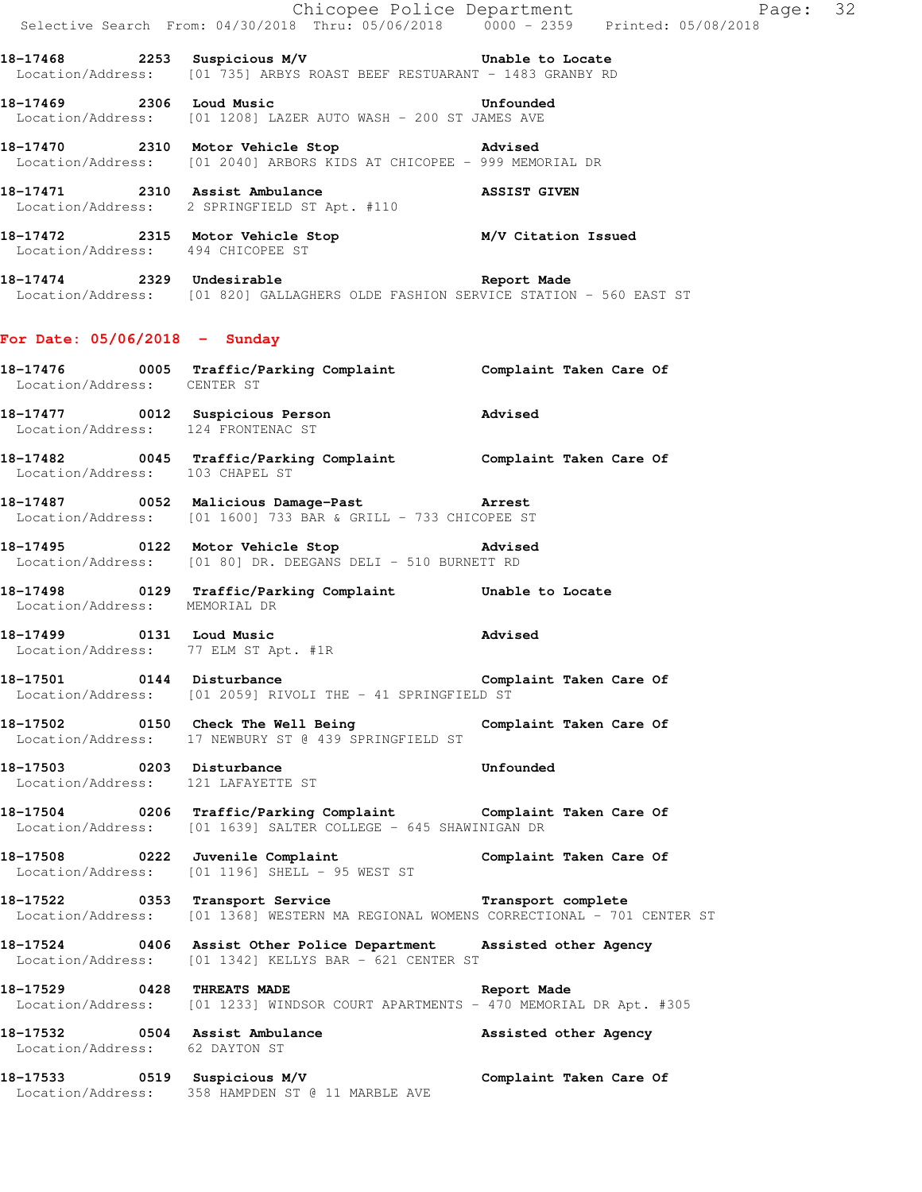**18-17468 2253 Suspicious M/V** Unable to Locate
Location/Address: [01 735] ARBYS ROAST BEEF RESTUARANT - 1483 GRANBY RD

**18-17469 2306 Loud Music** Unfounded
Location/Address: [01 1208] LAZER AUTO WASH - 200 ST JAMES AVE

**18-17470 2310 Motor Vehicle Stop** Advised
Location/Address: [01 2040] ARBORS KIDS AT CHICOPEE - 999 MEMORIAL DR

**18-17471 2310 Assist Ambulance** ASSIST GIVEN
Location/Address: 2 SPRINGFIELD ST Apt. #110

**18-17472 2315 Motor Vehicle Stop** M/V Citation Issued
Location/Address: 494 CHICOPEE ST

**18-17474 2329 Undesirable** Report Made
Location/Address: [01 820] GALLAGHERS OLDE FASHION SERVICE STATION - 560 EAST ST

## For Date: 05/06/2018 - Sunday

**18-17476 0005 Traffic/Parking Complaint** Complaint Taken Care Of
Location/Address: CENTER ST

**18-17477 0012 Suspicious Person** Advised
Location/Address: 124 FRONTENAC ST

**18-17482 0045 Traffic/Parking Complaint** Complaint Taken Care Of
Location/Address: 103 CHAPEL ST

**18-17487 0052 Malicious Damage-Past** Arrest
Location/Address: [01 1600] 733 BAR & GRILL - 733 CHICOPEE ST

**18-17495 0122 Motor Vehicle Stop** Advised
Location/Address: [01 80] DR. DEEGANS DELI - 510 BURNETT RD

**18-17498 0129 Traffic/Parking Complaint** Unable to Locate
Location/Address: MEMORIAL DR

**18-17499 0131 Loud Music** Advised
Location/Address: 77 ELM ST Apt. #1R

**18-17501 0144 Disturbance** Complaint Taken Care Of
Location/Address: [01 2059] RIVOLI THE - 41 SPRINGFIELD ST

**18-17502 0150 Check The Well Being** Complaint Taken Care Of
Location/Address: 17 NEWBURY ST @ 439 SPRINGFIELD ST

**18-17503 0203 Disturbance** Unfounded
Location/Address: 121 LAFAYETTE ST

**18-17504 0206 Traffic/Parking Complaint** Complaint Taken Care Of
Location/Address: [01 1639] SALTER COLLEGE - 645 SHAWINIGAN DR

**18-17508 0222 Juvenile Complaint** Complaint Taken Care Of
Location/Address: [01 1196] SHELL - 95 WEST ST

**18-17522 0353 Transport Service** Transport complete
Location/Address: [01 1368] WESTERN MA REGIONAL WOMENS CORRECTIONAL - 701 CENTER ST

**18-17524 0406 Assist Other Police Department** Assisted other Agency
Location/Address: [01 1342] KELLYS BAR - 621 CENTER ST

**18-17529 0428 THREATS MADE** Report Made
Location/Address: [01 1233] WINDSOR COURT APARTMENTS - 470 MEMORIAL DR Apt. #305

**18-17532 0504 Assist Ambulance** Assisted other Agency
Location/Address: 62 DAYTON ST

**18-17533 0519 Suspicious M/V** Complaint Taken Care Of
Location/Address: 358 HAMPDEN ST @ 11 MARBLE AVE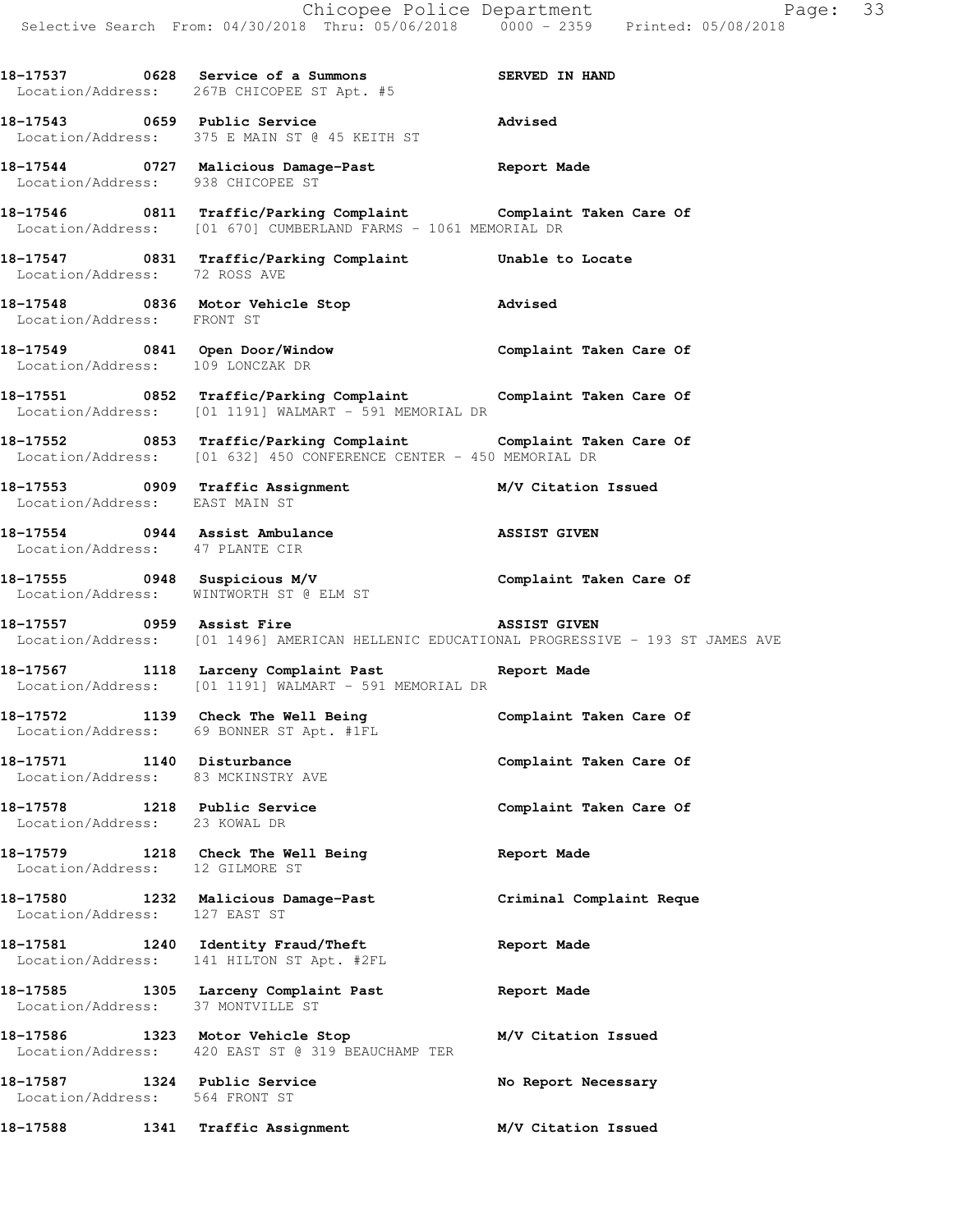18-17537 0628 Service of a Summons SERVED IN HAND
Location/Address: 267B CHICOPEE ST Apt. #5

18-17543 0659 Public Service Advised
Location/Address: 375 E MAIN ST @ 45 KEITH ST

18-17544 0727 Malicious Damage-Past Report Made
Location/Address: 938 CHICOPEE ST

18-17546 0811 Traffic/Parking Complaint Complaint Taken Care Of
Location/Address: [01 670] CUMBERLAND FARMS - 1061 MEMORIAL DR

18-17547 0831 Traffic/Parking Complaint Unable to Locate
Location/Address: 72 ROSS AVE

18-17548 0836 Motor Vehicle Stop Advised
Location/Address: FRONT ST

18-17549 0841 Open Door/Window Complaint Taken Care Of
Location/Address: 109 LONCZAK DR

18-17551 0852 Traffic/Parking Complaint Complaint Taken Care Of
Location/Address: [01 1191] WALMART - 591 MEMORIAL DR

18-17552 0853 Traffic/Parking Complaint Complaint Taken Care Of
Location/Address: [01 632] 450 CONFERENCE CENTER - 450 MEMORIAL DR

18-17553 0909 Traffic Assignment M/V Citation Issued
Location/Address: EAST MAIN ST

18-17554 0944 Assist Ambulance ASSIST GIVEN
Location/Address: 47 PLANTE CIR

18-17555 0948 Suspicious M/V Complaint Taken Care Of
Location/Address: WINTWORTH ST @ ELM ST

18-17557 0959 Assist Fire ASSIST GIVEN
Location/Address: [01 1496] AMERICAN HELLENIC EDUCATIONAL PROGRESSIVE - 193 ST JAMES AVE

18-17567 1118 Larceny Complaint Past Report Made
Location/Address: [01 1191] WALMART - 591 MEMORIAL DR

18-17572 1139 Check The Well Being Complaint Taken Care Of
Location/Address: 69 BONNER ST Apt. #1FL

18-17571 1140 Disturbance Complaint Taken Care Of
Location/Address: 83 MCKINSTRY AVE

18-17578 1218 Public Service Complaint Taken Care Of
Location/Address: 23 KOWAL DR

18-17579 1218 Check The Well Being Report Made
Location/Address: 12 GILMORE ST

18-17580 1232 Malicious Damage-Past Criminal Complaint Reque
Location/Address: 127 EAST ST

18-17581 1240 Identity Fraud/Theft Report Made
Location/Address: 141 HILTON ST Apt. #2FL

18-17585 1305 Larceny Complaint Past Report Made
Location/Address: 37 MONTVILLE ST

18-17586 1323 Motor Vehicle Stop M/V Citation Issued
Location/Address: 420 EAST ST @ 319 BEAUCHAMP TER

18-17587 1324 Public Service No Report Necessary
Location/Address: 564 FRONT ST

18-17588 1341 Traffic Assignment M/V Citation Issued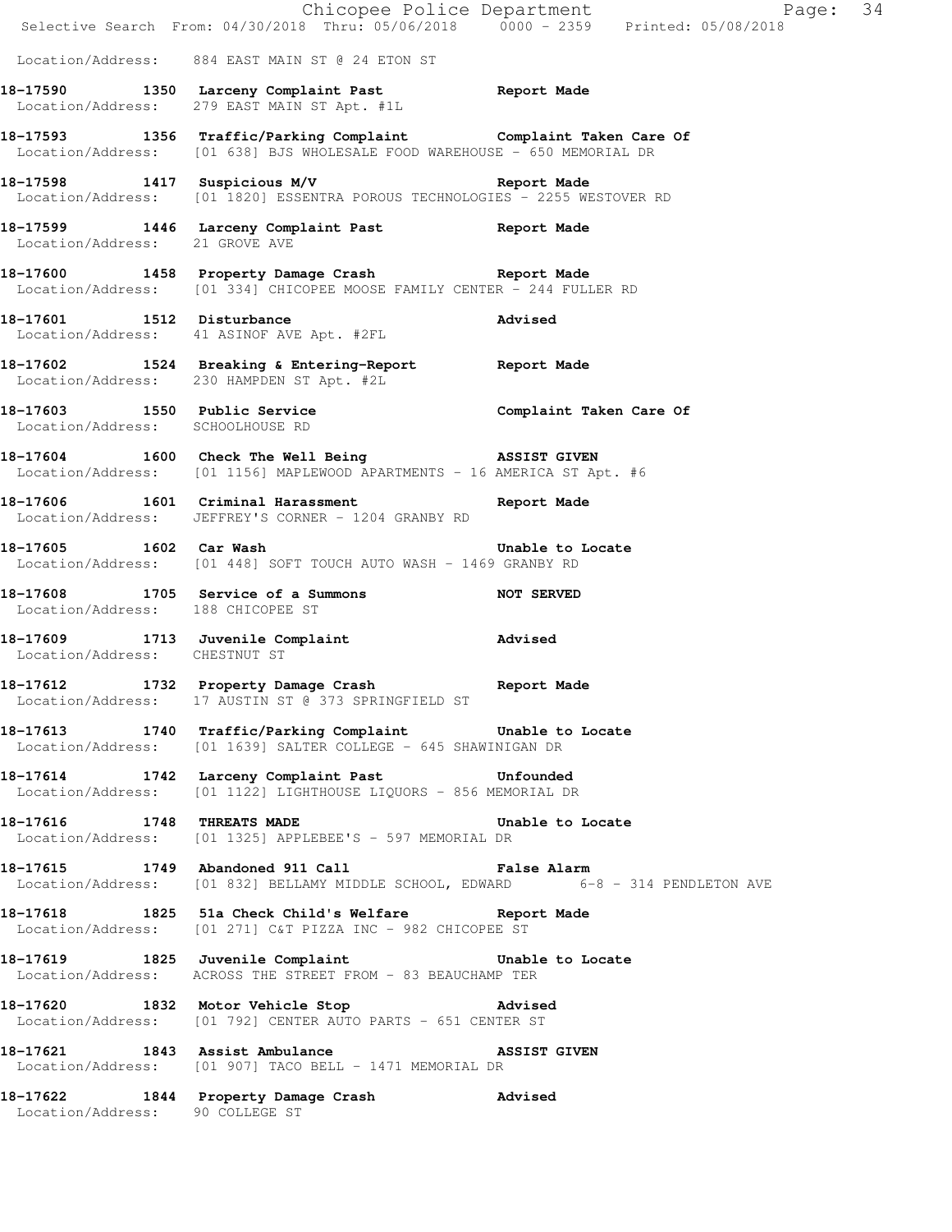Location/Address: 884 EAST MAIN ST @ 24 ETON ST

**18-17590 1350 Larceny Complaint Past Report Made**
Location/Address: 279 EAST MAIN ST Apt. #1L

**18-17593 1356 Traffic/Parking Complaint Complaint Taken Care Of**
Location/Address: [01 638] BJS WHOLESALE FOOD WAREHOUSE - 650 MEMORIAL DR

**18-17598 1417 Suspicious M/V Report Made**
Location/Address: [01 1820] ESSENTRA POROUS TECHNOLOGIES - 2255 WESTOVER RD

**18-17599 1446 Larceny Complaint Past Report Made**
Location/Address: 21 GROVE AVE

**18-17600 1458 Property Damage Crash Report Made**
Location/Address: [01 334] CHICOPEE MOOSE FAMILY CENTER - 244 FULLER RD

**18-17601 1512 Disturbance Advised**
Location/Address: 41 ASINOF AVE Apt. #2FL

**18-17602 1524 Breaking & Entering-Report Report Made**
Location/Address: 230 HAMPDEN ST Apt. #2L

**18-17603 1550 Public Service Complaint Taken Care Of**
Location/Address: SCHOOLHOUSE RD

**18-17604 1600 Check The Well Being ASSIST GIVEN**
Location/Address: [01 1156] MAPLEWOOD APARTMENTS - 16 AMERICA ST Apt. #6

**18-17606 1601 Criminal Harassment Report Made**
Location/Address: JEFFREY'S CORNER - 1204 GRANBY RD

**18-17605 1602 Car Wash Unable to Locate**
Location/Address: [01 448] SOFT TOUCH AUTO WASH - 1469 GRANBY RD

**18-17608 1705 Service of a Summons NOT SERVED**
Location/Address: 188 CHICOPEE ST

**18-17609 1713 Juvenile Complaint Advised**
Location/Address: CHESTNUT ST

**18-17612 1732 Property Damage Crash Report Made**
Location/Address: 17 AUSTIN ST @ 373 SPRINGFIELD ST

**18-17613 1740 Traffic/Parking Complaint Unable to Locate**
Location/Address: [01 1639] SALTER COLLEGE - 645 SHAWINIGAN DR

**18-17614 1742 Larceny Complaint Past Unfounded**
Location/Address: [01 1122] LIGHTHOUSE LIQUORS - 856 MEMORIAL DR

**18-17616 1748 THREATS MADE Unable to Locate**
Location/Address: [01 1325] APPLEBEE'S - 597 MEMORIAL DR

**18-17615 1749 Abandoned 911 Call False Alarm**
Location/Address: [01 832] BELLAMY MIDDLE SCHOOL, EDWARD 6-8 - 314 PENDLETON AVE

**18-17618 1825 51a Check Child's Welfare Report Made**
Location/Address: [01 271] C&T PIZZA INC - 982 CHICOPEE ST

**18-17619 1825 Juvenile Complaint Unable to Locate**
Location/Address: ACROSS THE STREET FROM - 83 BEAUCHAMP TER

**18-17620 1832 Motor Vehicle Stop Advised**
Location/Address: [01 792] CENTER AUTO PARTS - 651 CENTER ST

**18-17621 1843 Assist Ambulance ASSIST GIVEN**
Location/Address: [01 907] TACO BELL - 1471 MEMORIAL DR

**18-17622 1844 Property Damage Crash Advised**
Location/Address: 90 COLLEGE ST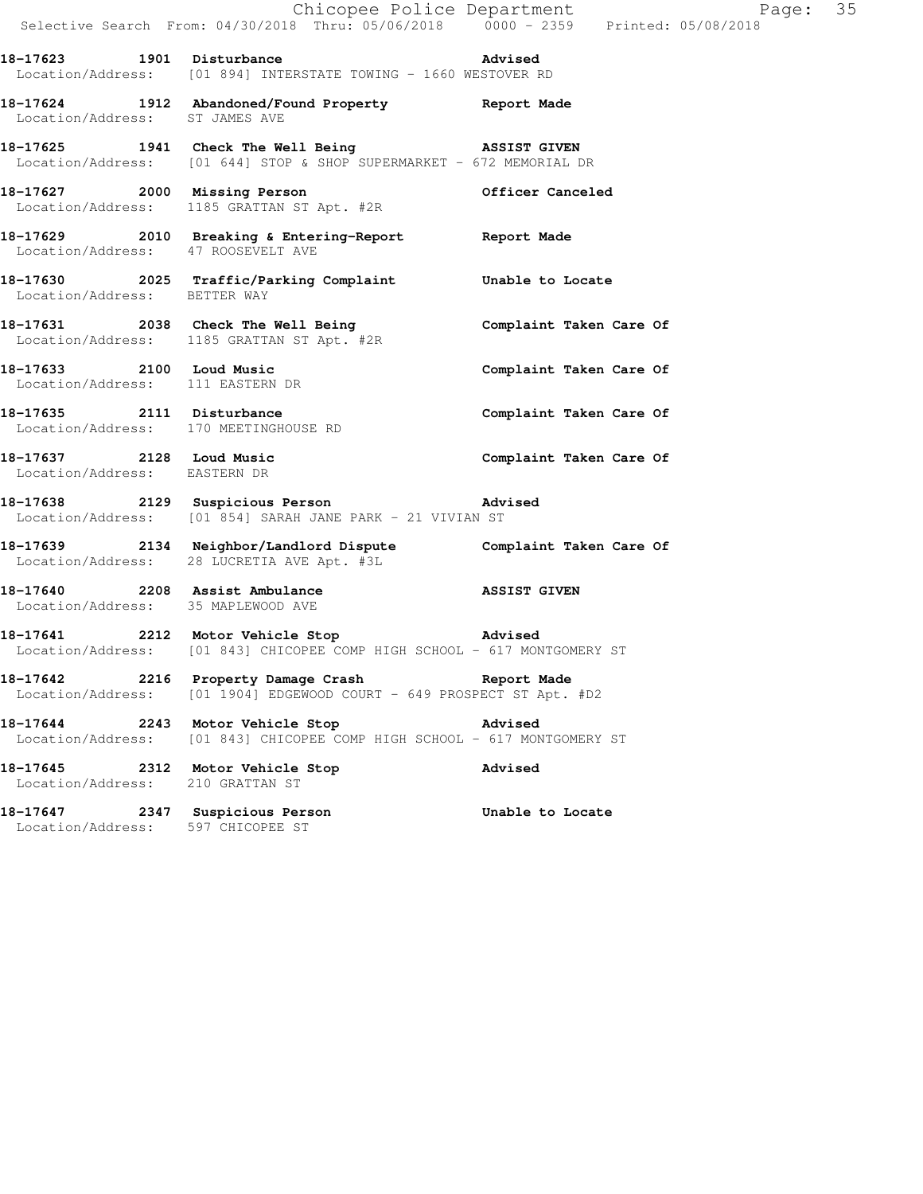**18-17623 1901 Disturbance** **Advised**
Location/Address: [01 894] INTERSTATE TOWING - 1660 WESTOVER RD

**18-17624 1912 Abandoned/Found Property** **Report Made**
Location/Address: ST JAMES AVE

**18-17625 1941 Check The Well Being** **ASSIST GIVEN**
Location/Address: [01 644] STOP & SHOP SUPERMARKET - 672 MEMORIAL DR

**18-17627 2000 Missing Person** **Officer Canceled**
Location/Address: 1185 GRATTAN ST Apt. #2R

**18-17629 2010 Breaking & Entering-Report** **Report Made**
Location/Address: 47 ROOSEVELT AVE

**18-17630 2025 Traffic/Parking Complaint** **Unable to Locate**
Location/Address: BETTER WAY

**18-17631 2038 Check The Well Being** **Complaint Taken Care Of**
Location/Address: 1185 GRATTAN ST Apt. #2R

**18-17633 2100 Loud Music** **Complaint Taken Care Of**
Location/Address: 111 EASTERN DR

**18-17635 2111 Disturbance** **Complaint Taken Care Of**
Location/Address: 170 MEETINGHOUSE RD

**18-17637 2128 Loud Music** **Complaint Taken Care Of**
Location/Address: EASTERN DR

**18-17638 2129 Suspicious Person** **Advised**
Location/Address: [01 854] SARAH JANE PARK - 21 VIVIAN ST

**18-17639 2134 Neighbor/Landlord Dispute** **Complaint Taken Care Of**
Location/Address: 28 LUCRETIA AVE Apt. #3L

**18-17640 2208 Assist Ambulance** **ASSIST GIVEN**
Location/Address: 35 MAPLEWOOD AVE

**18-17641 2212 Motor Vehicle Stop** **Advised**
Location/Address: [01 843] CHICOPEE COMP HIGH SCHOOL - 617 MONTGOMERY ST

**18-17642 2216 Property Damage Crash** **Report Made**
Location/Address: [01 1904] EDGEWOOD COURT - 649 PROSPECT ST Apt. #D2

**18-17644 2243 Motor Vehicle Stop** **Advised**
Location/Address: [01 843] CHICOPEE COMP HIGH SCHOOL - 617 MONTGOMERY ST

**18-17645 2312 Motor Vehicle Stop** **Advised**
Location/Address: 210 GRATTAN ST

**18-17647 2347 Suspicious Person** **Unable to Locate**
Location/Address: 597 CHICOPEE ST